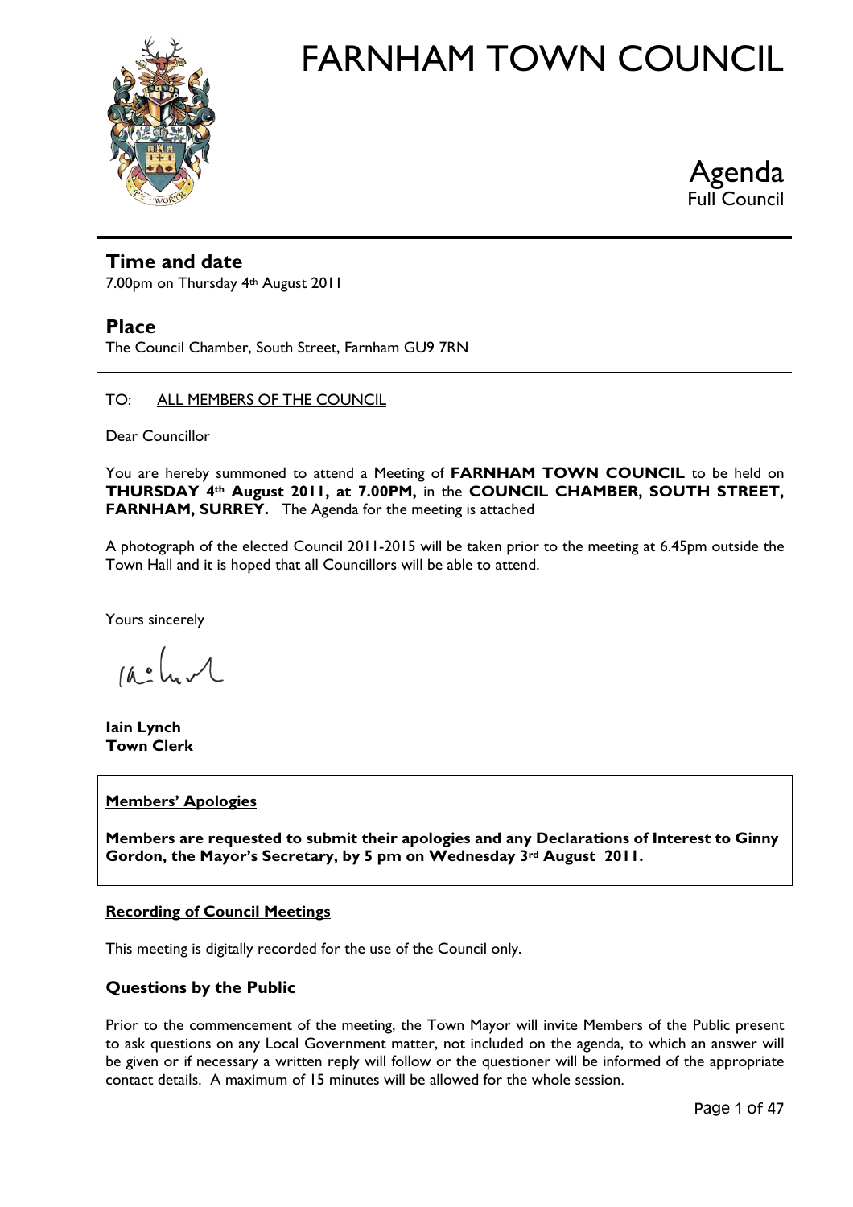# FARNHAM TOWN COUNCIL

## Agenda
Full Council

---

## Time and date

7.00pm on Thursday 4th August 2011

## Place

The Council Chamber, South Street, Farnham GU9 7RN

---

TO: ALL MEMBERS OF THE COUNCIL

Dear Councillor

You are hereby summoned to attend a Meeting of **FARNHAM TOWN COUNCIL** to be held on **THURSDAY 4th August 2011, at 7.00PM,** in the **COUNCIL CHAMBER, SOUTH STREET, FARNHAM, SURREY.** The Agenda for the meeting is attached

A photograph of the elected Council 2011-2015 will be taken prior to the meeting at 6.45pm outside the Town Hall and it is hoped that all Councillors will be able to attend.

Yours sincerely

**Iain Lynch**
**Town Clerk**

---

**Members' Apologies**

**Members are requested to submit their apologies and any Declarations of Interest to Ginny Gordon, the Mayor's Secretary, by 5 pm on Wednesday 3rd August 2011.**

---

**Recording of Council Meetings**

This meeting is digitally recorded for the use of the Council only.

**Questions by the Public**

Prior to the commencement of the meeting, the Town Mayor will invite Members of the Public present to ask questions on any Local Government matter, not included on the agenda, to which an answer will be given or if necessary a written reply will follow or the questioner will be informed of the appropriate contact details. A maximum of 15 minutes will be allowed for the whole session.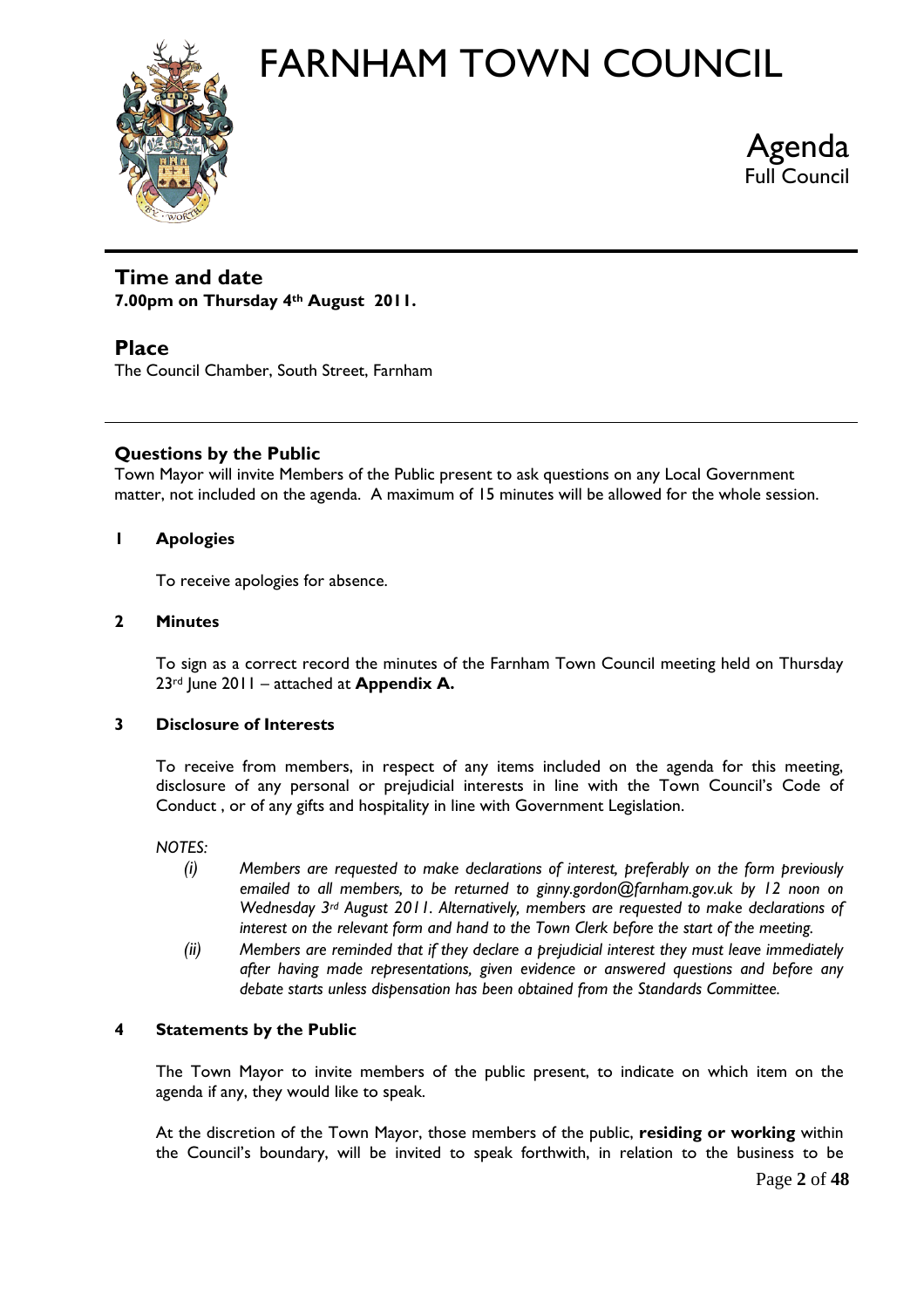# FARNHAM TOWN COUNCIL

Agenda
Full Council

## Time and date

**7.00pm on Thursday 4th August 2011.**

## Place

The Council Chamber, South Street, Farnham

---

### Questions by the Public

Town Mayor will invite Members of the Public present to ask questions on any Local Government matter, not included on the agenda. A maximum of 15 minutes will be allowed for the whole session.

**1 Apologies**

To receive apologies for absence.

**2 Minutes**

To sign as a correct record the minutes of the Farnham Town Council meeting held on Thursday 23rd June 2011 – attached at **Appendix A.**

**3 Disclosure of Interests**

To receive from members, in respect of any items included on the agenda for this meeting, disclosure of any personal or prejudicial interests in line with the Town Council's Code of Conduct , or of any gifts and hospitality in line with Government Legislation.

*NOTES:*

*(i) Members are requested to make declarations of interest, preferably on the form previously emailed to all members, to be returned to ginny.gordon@farnham.gov.uk by 12 noon on Wednesday 3rd August 2011. Alternatively, members are requested to make declarations of interest on the relevant form and hand to the Town Clerk before the start of the meeting.*

*(ii) Members are reminded that if they declare a prejudicial interest they must leave immediately after having made representations, given evidence or answered questions and before any debate starts unless dispensation has been obtained from the Standards Committee.*

**4 Statements by the Public**

The Town Mayor to invite members of the public present, to indicate on which item on the agenda if any, they would like to speak.

At the discretion of the Town Mayor, those members of the public, **residing or working** within the Council's boundary, will be invited to speak forthwith, in relation to the business to be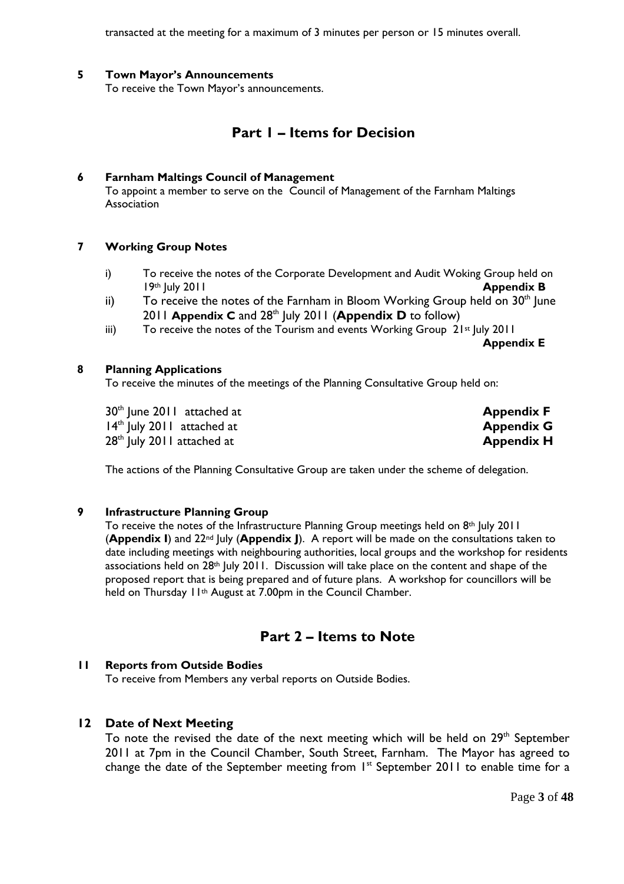transacted at the meeting for a maximum of 3 minutes per person or 15 minutes overall.

**5 Town Mayor's Announcements**

To receive the Town Mayor's announcements.

## Part 1 – Items for Decision

**6 Farnham Maltings Council of Management**

To appoint a member to serve on the Council of Management of the Farnham Maltings Association

**7 Working Group Notes**

i) To receive the notes of the Corporate Development and Audit Woking Group held on 19th July 2011 **Appendix B**

ii) To receive the notes of the Farnham in Bloom Working Group held on 30th June 2011 **Appendix C** and 28th July 2011 (**Appendix D** to follow)

iii) To receive the notes of the Tourism and events Working Group 21st July 2011 **Appendix E**

**8 Planning Applications**

To receive the minutes of the meetings of the Planning Consultative Group held on:

| | |
|---|---|
| 30th June 2011 attached at | **Appendix F** |
| 14th July 2011 attached at | **Appendix G** |
| 28th July 2011 attached at | **Appendix H** |

The actions of the Planning Consultative Group are taken under the scheme of delegation.

**9 Infrastructure Planning Group**

To receive the notes of the Infrastructure Planning Group meetings held on 8th July 2011 (**Appendix I**) and 22nd July (**Appendix J**). A report will be made on the consultations taken to date including meetings with neighbouring authorities, local groups and the workshop for residents associations held on 28th July 2011. Discussion will take place on the content and shape of the proposed report that is being prepared and of future plans. A workshop for councillors will be held on Thursday 11th August at 7.00pm in the Council Chamber.

## Part 2 – Items to Note

**11 Reports from Outside Bodies**

To receive from Members any verbal reports on Outside Bodies.

**12 Date of Next Meeting**

To note the revised the date of the next meeting which will be held on 29th September 2011 at 7pm in the Council Chamber, South Street, Farnham. The Mayor has agreed to change the date of the September meeting from 1st September 2011 to enable time for a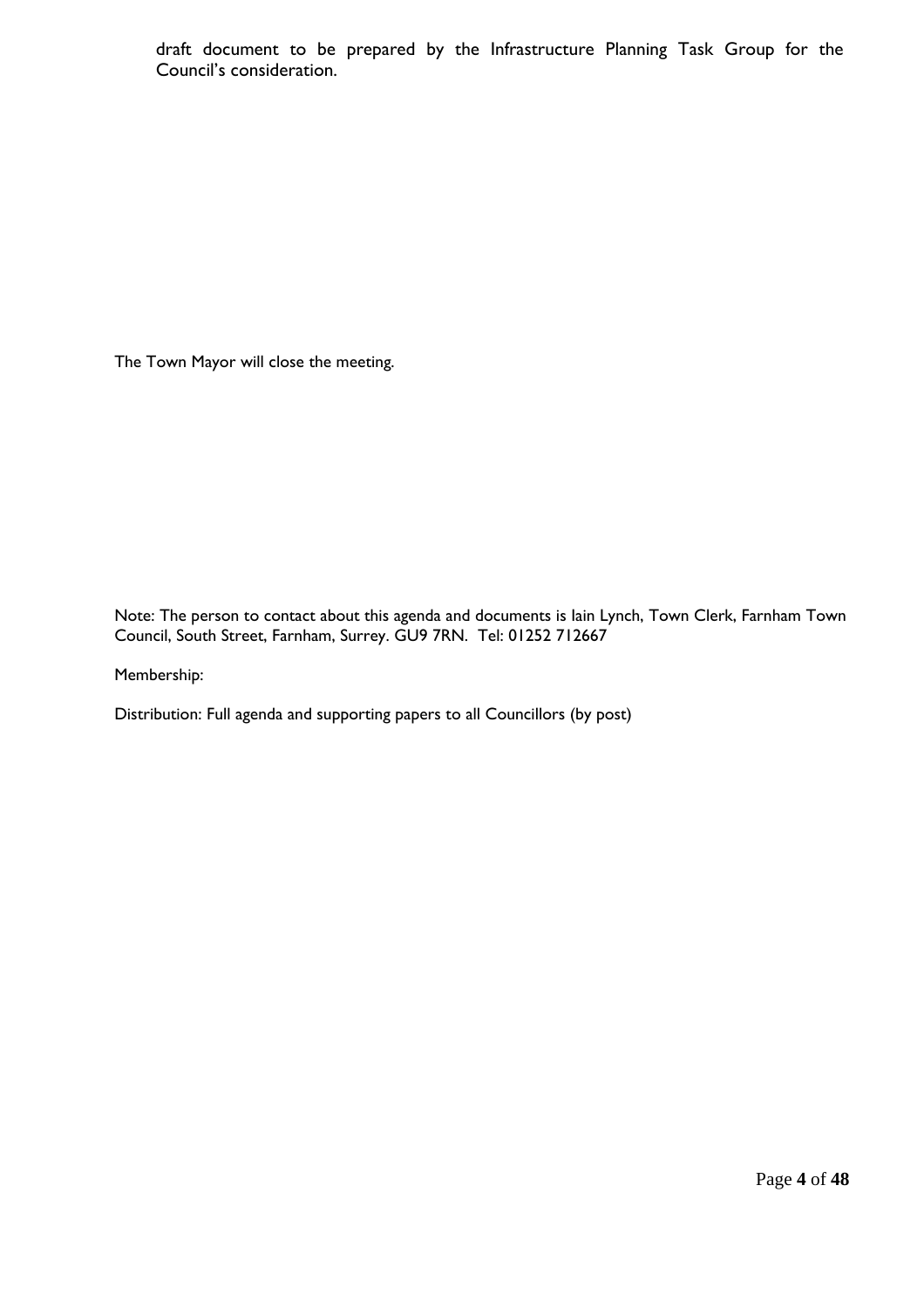draft document to be prepared by the Infrastructure Planning Task Group for the Council's consideration.

The Town Mayor will close the meeting.

Note: The person to contact about this agenda and documents is Iain Lynch, Town Clerk, Farnham Town Council, South Street, Farnham, Surrey. GU9 7RN. Tel: 01252 712667

Membership:

Distribution: Full agenda and supporting papers to all Councillors (by post)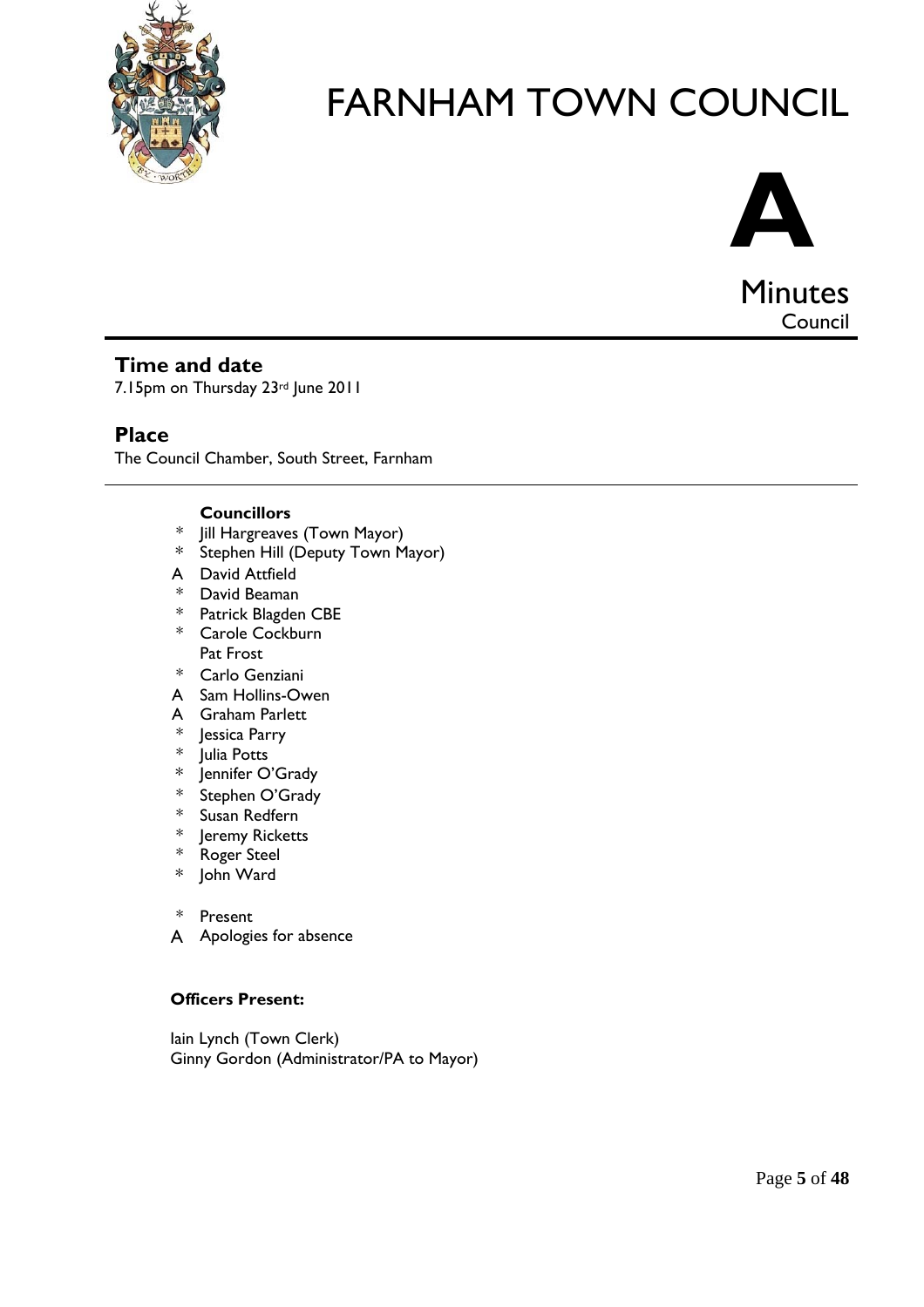# FARNHAM TOWN COUNCIL

**A**

Minutes
Council

## Time and date

7.15pm on Thursday 23rd June 2011

## Place

The Council Chamber, South Street, Farnham

**Councillors**

\* Jill Hargreaves (Town Mayor)
\* Stephen Hill (Deputy Town Mayor)
A David Attfield
\* David Beaman
\* Patrick Blagden CBE
\* Carole Cockburn
Pat Frost
\* Carlo Genziani
A Sam Hollins-Owen
A Graham Parlett
\* Jessica Parry
\* Julia Potts
\* Jennifer O'Grady
\* Stephen O'Grady
\* Susan Redfern
\* Jeremy Ricketts
\* Roger Steel
\* John Ward

\* Present
A Apologies for absence

**Officers Present:**

Iain Lynch (Town Clerk)
Ginny Gordon (Administrator/PA to Mayor)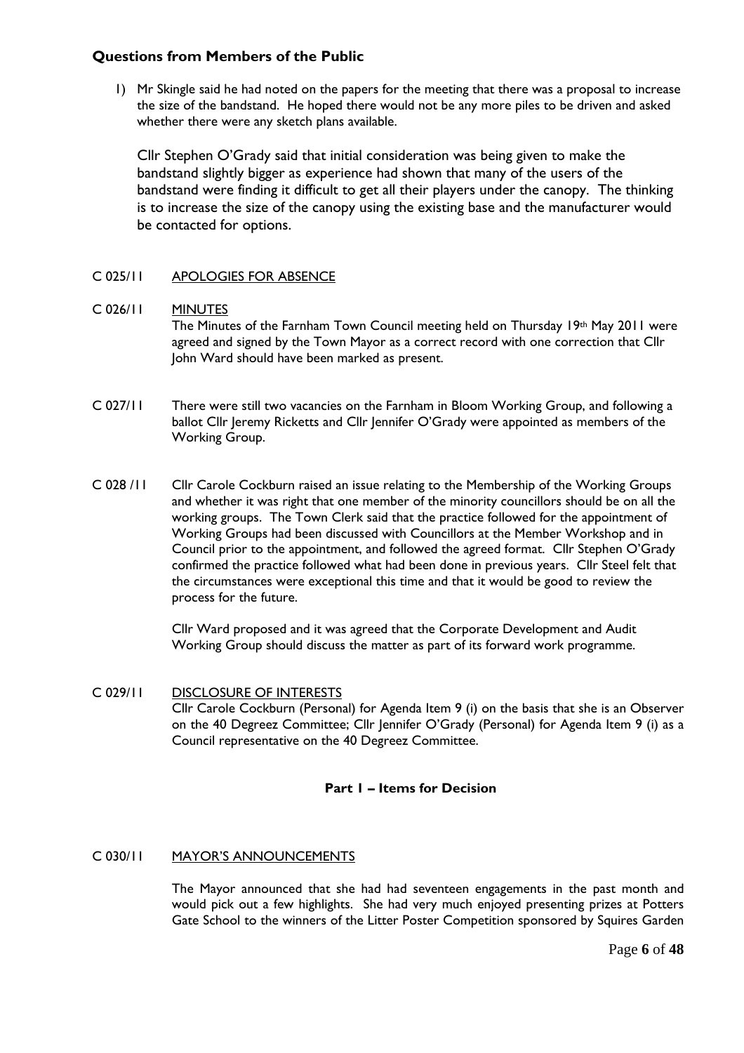## Questions from Members of the Public

1) Mr Skingle said he had noted on the papers for the meeting that there was a proposal to increase the size of the bandstand. He hoped there would not be any more piles to be driven and asked whether there were any sketch plans available.

   Cllr Stephen O'Grady said that initial consideration was being given to make the bandstand slightly bigger as experience had shown that many of the users of the bandstand were finding it difficult to get all their players under the canopy. The thinking is to increase the size of the canopy using the existing base and the manufacturer would be contacted for options.

C 025/11 APOLOGIES FOR ABSENCE

C 026/11 MINUTES

The Minutes of the Farnham Town Council meeting held on Thursday 19th May 2011 were agreed and signed by the Town Mayor as a correct record with one correction that Cllr John Ward should have been marked as present.

C 027/11 There were still two vacancies on the Farnham in Bloom Working Group, and following a ballot Cllr Jeremy Ricketts and Cllr Jennifer O'Grady were appointed as members of the Working Group.

C 028 /11 Cllr Carole Cockburn raised an issue relating to the Membership of the Working Groups and whether it was right that one member of the minority councillors should be on all the working groups. The Town Clerk said that the practice followed for the appointment of Working Groups had been discussed with Councillors at the Member Workshop and in Council prior to the appointment, and followed the agreed format. Cllr Stephen O'Grady confirmed the practice followed what had been done in previous years. Cllr Steel felt that the circumstances were exceptional this time and that it would be good to review the process for the future.

Cllr Ward proposed and it was agreed that the Corporate Development and Audit Working Group should discuss the matter as part of its forward work programme.

C 029/11 DISCLOSURE OF INTERESTS

Cllr Carole Cockburn (Personal) for Agenda Item 9 (i) on the basis that she is an Observer on the 40 Degreez Committee; Cllr Jennifer O'Grady (Personal) for Agenda Item 9 (i) as a Council representative on the 40 Degreez Committee.

**Part 1 – Items for Decision**

C 030/11 MAYOR'S ANNOUNCEMENTS

The Mayor announced that she had had seventeen engagements in the past month and would pick out a few highlights. She had very much enjoyed presenting prizes at Potters Gate School to the winners of the Litter Poster Competition sponsored by Squires Garden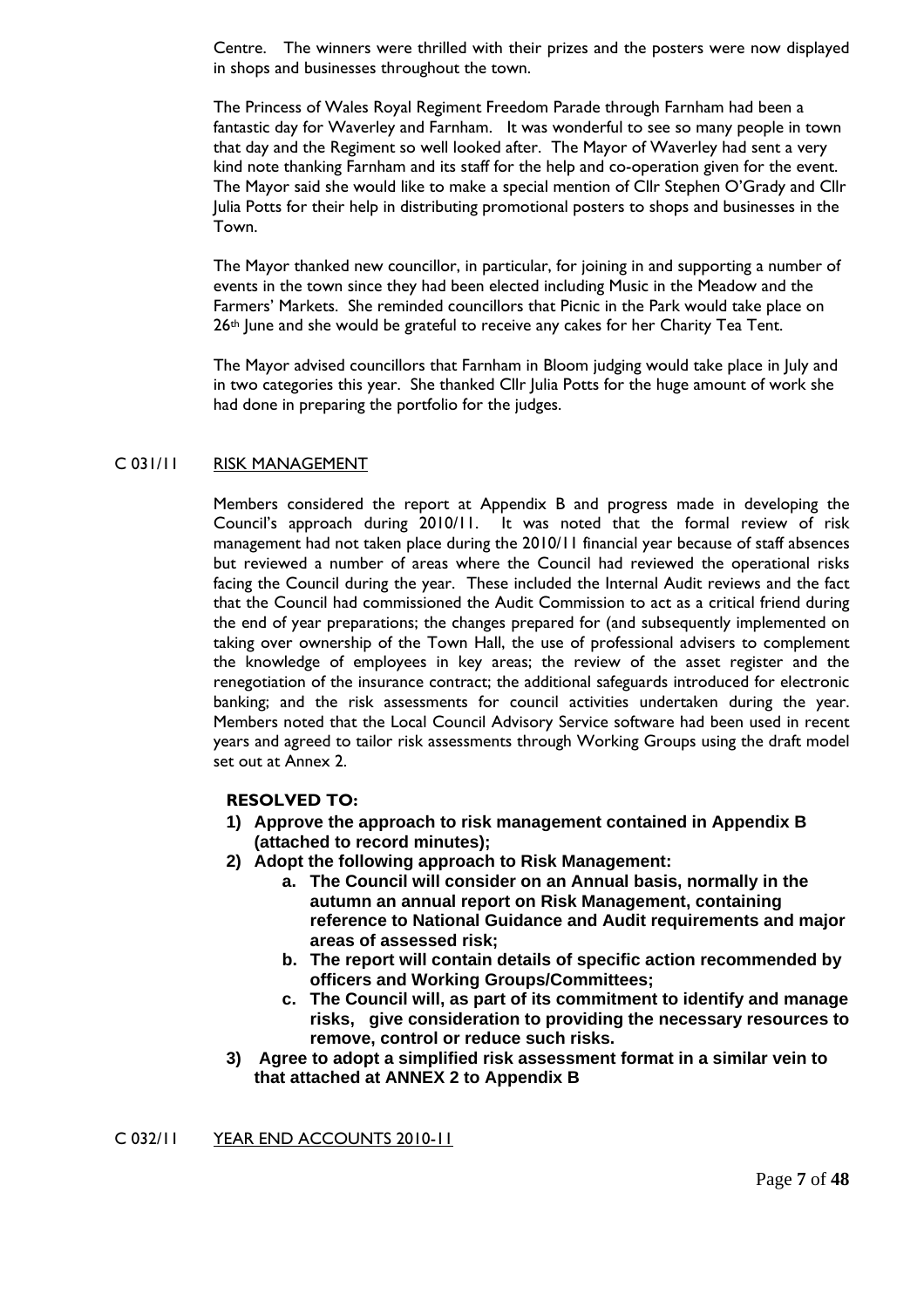Centre. The winners were thrilled with their prizes and the posters were now displayed in shops and businesses throughout the town.

The Princess of Wales Royal Regiment Freedom Parade through Farnham had been a fantastic day for Waverley and Farnham. It was wonderful to see so many people in town that day and the Regiment so well looked after. The Mayor of Waverley had sent a very kind note thanking Farnham and its staff for the help and co-operation given for the event. The Mayor said she would like to make a special mention of Cllr Stephen O'Grady and Cllr Julia Potts for their help in distributing promotional posters to shops and businesses in the Town.

The Mayor thanked new councillor, in particular, for joining in and supporting a number of events in the town since they had been elected including Music in the Meadow and the Farmers' Markets. She reminded councillors that Picnic in the Park would take place on 26th June and she would be grateful to receive any cakes for her Charity Tea Tent.

The Mayor advised councillors that Farnham in Bloom judging would take place in July and in two categories this year. She thanked Cllr Julia Potts for the huge amount of work she had done in preparing the portfolio for the judges.

C 031/11 RISK MANAGEMENT

Members considered the report at Appendix B and progress made in developing the Council's approach during 2010/11. It was noted that the formal review of risk management had not taken place during the 2010/11 financial year because of staff absences but reviewed a number of areas where the Council had reviewed the operational risks facing the Council during the year. These included the Internal Audit reviews and the fact that the Council had commissioned the Audit Commission to act as a critical friend during the end of year preparations; the changes prepared for (and subsequently implemented on taking over ownership of the Town Hall, the use of professional advisers to complement the knowledge of employees in key areas; the review of the asset register and the renegotiation of the insurance contract; the additional safeguards introduced for electronic banking; and the risk assessments for council activities undertaken during the year. Members noted that the Local Council Advisory Service software had been used in recent years and agreed to tailor risk assessments through Working Groups using the draft model set out at Annex 2.

**RESOLVED TO:**

1) **Approve the approach to risk management contained in Appendix B (attached to record minutes);**
2) **Adopt the following approach to Risk Management:**
   a. **The Council will consider on an Annual basis, normally in the autumn an annual report on Risk Management, containing reference to National Guidance and Audit requirements and major areas of assessed risk;**
   b. **The report will contain details of specific action recommended by officers and Working Groups/Committees;**
   c. **The Council will, as part of its commitment to identify and manage risks, give consideration to providing the necessary resources to remove, control or reduce such risks.**
3) **Agree to adopt a simplified risk assessment format in a similar vein to that attached at ANNEX 2 to Appendix B**

C 032/11 YEAR END ACCOUNTS 2010-11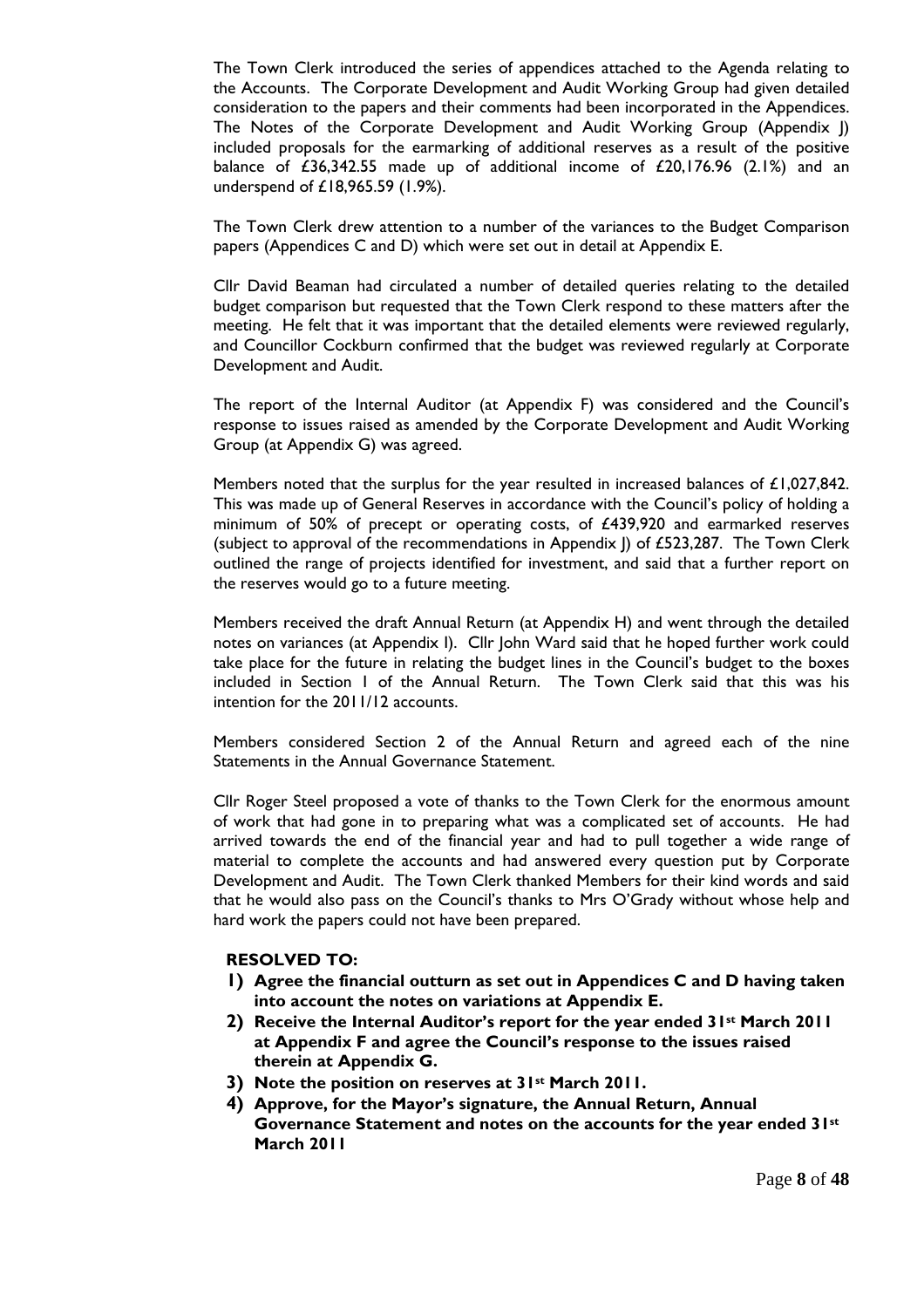The Town Clerk introduced the series of appendices attached to the Agenda relating to the Accounts. The Corporate Development and Audit Working Group had given detailed consideration to the papers and their comments had been incorporated in the Appendices. The Notes of the Corporate Development and Audit Working Group (Appendix J) included proposals for the earmarking of additional reserves as a result of the positive balance of £36,342.55 made up of additional income of £20,176.96 (2.1%) and an underspend of £18,965.59 (1.9%).

The Town Clerk drew attention to a number of the variances to the Budget Comparison papers (Appendices C and D) which were set out in detail at Appendix E.

Cllr David Beaman had circulated a number of detailed queries relating to the detailed budget comparison but requested that the Town Clerk respond to these matters after the meeting. He felt that it was important that the detailed elements were reviewed regularly, and Councillor Cockburn confirmed that the budget was reviewed regularly at Corporate Development and Audit.

The report of the Internal Auditor (at Appendix F) was considered and the Council's response to issues raised as amended by the Corporate Development and Audit Working Group (at Appendix G) was agreed.

Members noted that the surplus for the year resulted in increased balances of £1,027,842. This was made up of General Reserves in accordance with the Council's policy of holding a minimum of 50% of precept or operating costs, of £439,920 and earmarked reserves (subject to approval of the recommendations in Appendix J) of £523,287. The Town Clerk outlined the range of projects identified for investment, and said that a further report on the reserves would go to a future meeting.

Members received the draft Annual Return (at Appendix H) and went through the detailed notes on variances (at Appendix I). Cllr John Ward said that he hoped further work could take place for the future in relating the budget lines in the Council's budget to the boxes included in Section 1 of the Annual Return. The Town Clerk said that this was his intention for the 2011/12 accounts.

Members considered Section 2 of the Annual Return and agreed each of the nine Statements in the Annual Governance Statement.

Cllr Roger Steel proposed a vote of thanks to the Town Clerk for the enormous amount of work that had gone in to preparing what was a complicated set of accounts. He had arrived towards the end of the financial year and had to pull together a wide range of material to complete the accounts and had answered every question put by Corporate Development and Audit. The Town Clerk thanked Members for their kind words and said that he would also pass on the Council's thanks to Mrs O'Grady without whose help and hard work the papers could not have been prepared.

**RESOLVED TO:**

1) **Agree the financial outturn as set out in Appendices C and D having taken into account the notes on variations at Appendix E.**
2) **Receive the Internal Auditor's report for the year ended 31st March 2011 at Appendix F and agree the Council's response to the issues raised therein at Appendix G.**
3) **Note the position on reserves at 31st March 2011.**
4) **Approve, for the Mayor's signature, the Annual Return, Annual Governance Statement and notes on the accounts for the year ended 31st March 2011**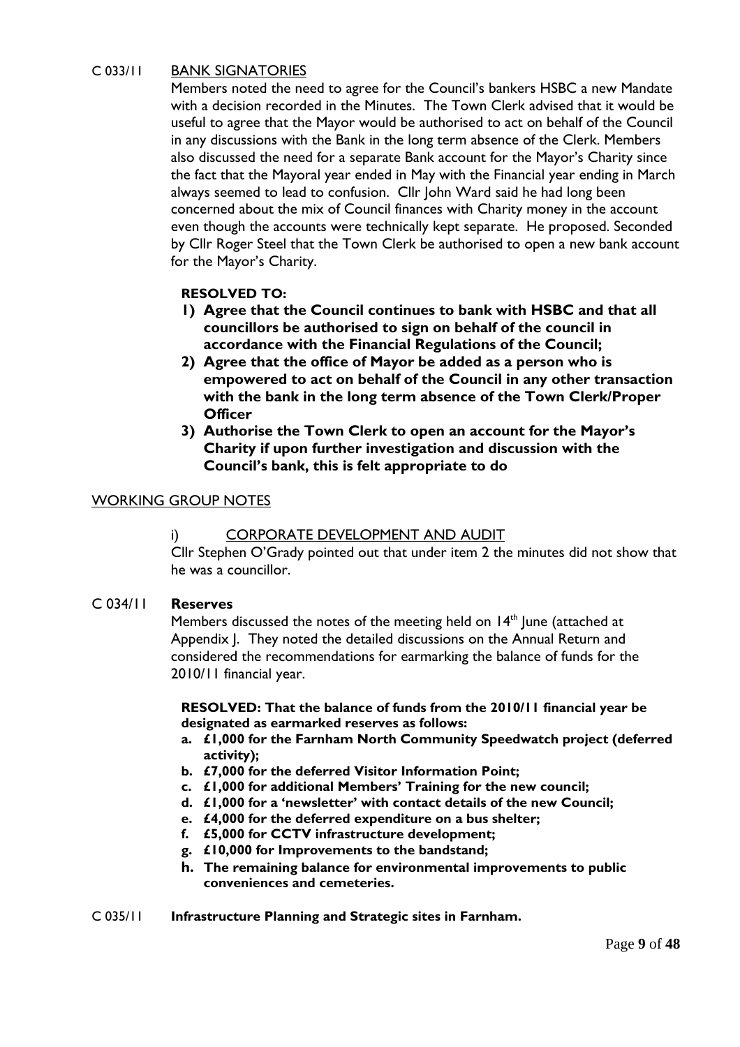C 033/11 BANK SIGNATORIES

Members noted the need to agree for the Council's bankers HSBC a new Mandate with a decision recorded in the Minutes. The Town Clerk advised that it would be useful to agree that the Mayor would be authorised to act on behalf of the Council in any discussions with the Bank in the long term absence of the Clerk. Members also discussed the need for a separate Bank account for the Mayor's Charity since the fact that the Mayoral year ended in May with the Financial year ending in March always seemed to lead to confusion. Cllr John Ward said he had long been concerned about the mix of Council finances with Charity money in the account even though the accounts were technically kept separate. He proposed. Seconded by Cllr Roger Steel that the Town Clerk be authorised to open a new bank account for the Mayor's Charity.

**RESOLVED TO:**

1) **Agree that the Council continues to bank with HSBC and that all councillors be authorised to sign on behalf of the council in accordance with the Financial Regulations of the Council;**
2) **Agree that the office of Mayor be added as a person who is empowered to act on behalf of the Council in any other transaction with the bank in the long term absence of the Town Clerk/Proper Officer**
3) **Authorise the Town Clerk to open an account for the Mayor's Charity if upon further investigation and discussion with the Council's bank, this is felt appropriate to do**

WORKING GROUP NOTES

i) CORPORATE DEVELOPMENT AND AUDIT

Cllr Stephen O'Grady pointed out that under item 2 the minutes did not show that he was a councillor.

C 034/11 **Reserves**

Members discussed the notes of the meeting held on 14th June (attached at Appendix J. They noted the detailed discussions on the Annual Return and considered the recommendations for earmarking the balance of funds for the 2010/11 financial year.

**RESOLVED: That the balance of funds from the 2010/11 financial year be designated as earmarked reserves as follows:**

a. **£1,000 for the Farnham North Community Speedwatch project (deferred activity);**
b. **£7,000 for the deferred Visitor Information Point;**
c. **£1,000 for additional Members' Training for the new council;**
d. **£1,000 for a 'newsletter' with contact details of the new Council;**
e. **£4,000 for the deferred expenditure on a bus shelter;**
f. **£5,000 for CCTV infrastructure development;**
g. **£10,000 for Improvements to the bandstand;**
h. **The remaining balance for environmental improvements to public conveniences and cemeteries.**

C 035/11 **Infrastructure Planning and Strategic sites in Farnham.**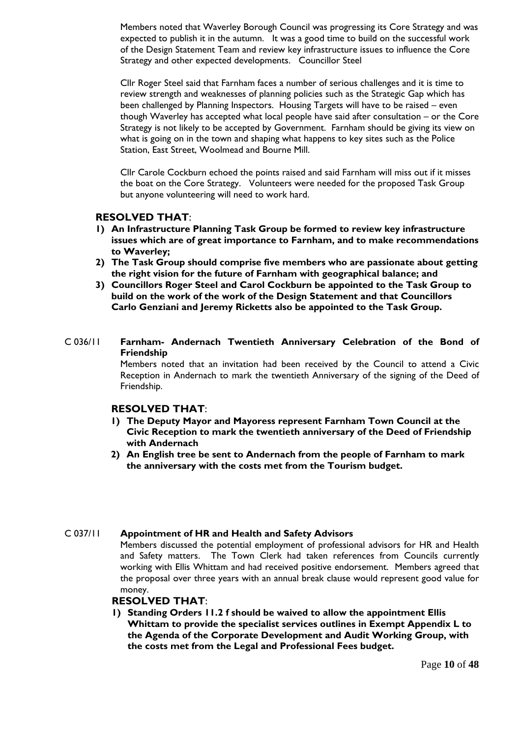Members noted that Waverley Borough Council was progressing its Core Strategy and was expected to publish it in the autumn. It was a good time to build on the successful work of the Design Statement Team and review key infrastructure issues to influence the Core Strategy and other expected developments. Councillor Steel

Cllr Roger Steel said that Farnham faces a number of serious challenges and it is time to review strength and weaknesses of planning policies such as the Strategic Gap which has been challenged by Planning Inspectors. Housing Targets will have to be raised – even though Waverley has accepted what local people have said after consultation – or the Core Strategy is not likely to be accepted by Government. Farnham should be giving its view on what is going on in the town and shaping what happens to key sites such as the Police Station, East Street, Woolmead and Bourne Mill.

Cllr Carole Cockburn echoed the points raised and said Farnham will miss out if it misses the boat on the Core Strategy. Volunteers were needed for the proposed Task Group but anyone volunteering will need to work hard.

**RESOLVED THAT**:

1) **An Infrastructure Planning Task Group be formed to review key infrastructure issues which are of great importance to Farnham, and to make recommendations to Waverley;**
2) **The Task Group should comprise five members who are passionate about getting the right vision for the future of Farnham with geographical balance; and**
3) **Councillors Roger Steel and Carol Cockburn be appointed to the Task Group to build on the work of the work of the Design Statement and that Councillors Carlo Genziani and Jeremy Ricketts also be appointed to the Task Group.**

**C 036/11 Farnham- Andernach Twentieth Anniversary Celebration of the Bond of Friendship**

Members noted that an invitation had been received by the Council to attend a Civic Reception in Andernach to mark the twentieth Anniversary of the signing of the Deed of Friendship.

**RESOLVED THAT**:

1) **The Deputy Mayor and Mayoress represent Farnham Town Council at the Civic Reception to mark the twentieth anniversary of the Deed of Friendship with Andernach**
2) **An English tree be sent to Andernach from the people of Farnham to mark the anniversary with the costs met from the Tourism budget.**

**C 037/11 Appointment of HR and Health and Safety Advisors**

Members discussed the potential employment of professional advisors for HR and Health and Safety matters. The Town Clerk had taken references from Councils currently working with Ellis Whittam and had received positive endorsement. Members agreed that the proposal over three years with an annual break clause would represent good value for money.

**RESOLVED THAT**:

1) **Standing Orders 11.2 f should be waived to allow the appointment Ellis Whittam to provide the specialist services outlines in Exempt Appendix L to the Agenda of the Corporate Development and Audit Working Group, with the costs met from the Legal and Professional Fees budget.**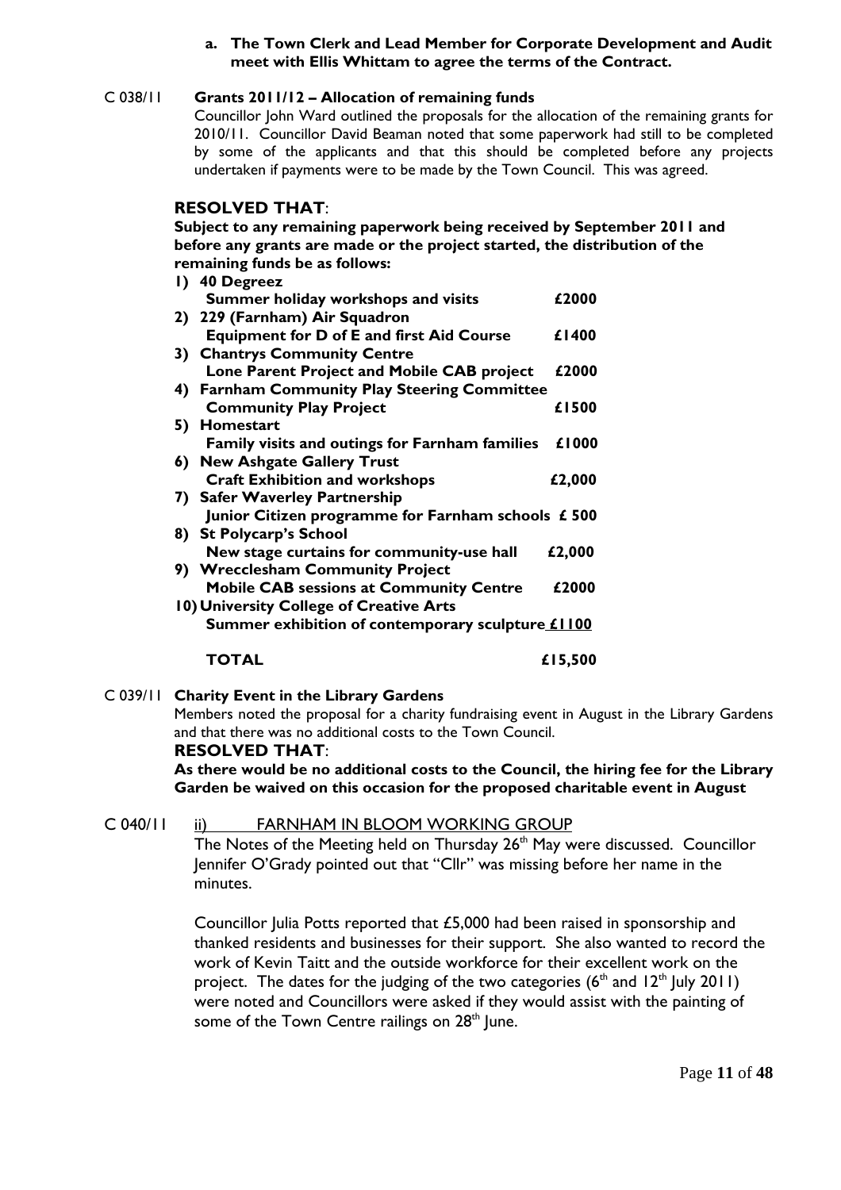**a. The Town Clerk and Lead Member for Corporate Development and Audit meet with Ellis Whittam to agree the terms of the Contract.**

C 038/11 **Grants 2011/12 – Allocation of remaining funds**

Councillor John Ward outlined the proposals for the allocation of the remaining grants for 2010/11. Councillor David Beaman noted that some paperwork had still to be completed by some of the applicants and that this should be completed before any projects undertaken if payments were to be made by the Town Council. This was agreed.

**RESOLVED THAT**:

**Subject to any remaining paperwork being received by September 2011 and before any grants are made or the project started, the distribution of the remaining funds be as follows:**

| | |
|---|---|
| **1) 40 Degreez** | |
| **Summer holiday workshops and visits** | **£2000** |
| **2) 229 (Farnham) Air Squadron** | |
| **Equipment for D of E and first Aid Course** | **£1400** |
| **3) Chantrys Community Centre** | |
| **Lone Parent Project and Mobile CAB project** | **£2000** |
| **4) Farnham Community Play Steering Committee** | |
| **Community Play Project** | **£1500** |
| **5) Homestart** | |
| **Family visits and outings for Farnham families** | **£1000** |
| **6) New Ashgate Gallery Trust** | |
| **Craft Exhibition and workshops** | **£2,000** |
| **7) Safer Waverley Partnership** | |
| **Junior Citizen programme for Farnham schools** | **£ 500** |
| **8) St Polycarp's School** | |
| **New stage curtains for community-use hall** | **£2,000** |
| **9) Wrecclesham Community Project** | |
| **Mobile CAB sessions at Community Centre** | **£2000** |
| **10) University College of Creative Arts** | |
| **Summer exhibition of contemporary sculpture** | **£1100** |
| **TOTAL** | **£15,500** |

C 039/11 **Charity Event in the Library Gardens**

Members noted the proposal for a charity fundraising event in August in the Library Gardens and that there was no additional costs to the Town Council.

**RESOLVED THAT**:

**As there would be no additional costs to the Council, the hiring fee for the Library Garden be waived on this occasion for the proposed charitable event in August**

C 040/11 ii) FARNHAM IN BLOOM WORKING GROUP

The Notes of the Meeting held on Thursday 26th May were discussed. Councillor Jennifer O'Grady pointed out that "Cllr" was missing before her name in the minutes.

Councillor Julia Potts reported that £5,000 had been raised in sponsorship and thanked residents and businesses for their support. She also wanted to record the work of Kevin Taitt and the outside workforce for their excellent work on the project. The dates for the judging of the two categories (6th and 12th July 2011) were noted and Councillors were asked if they would assist with the painting of some of the Town Centre railings on 28th June.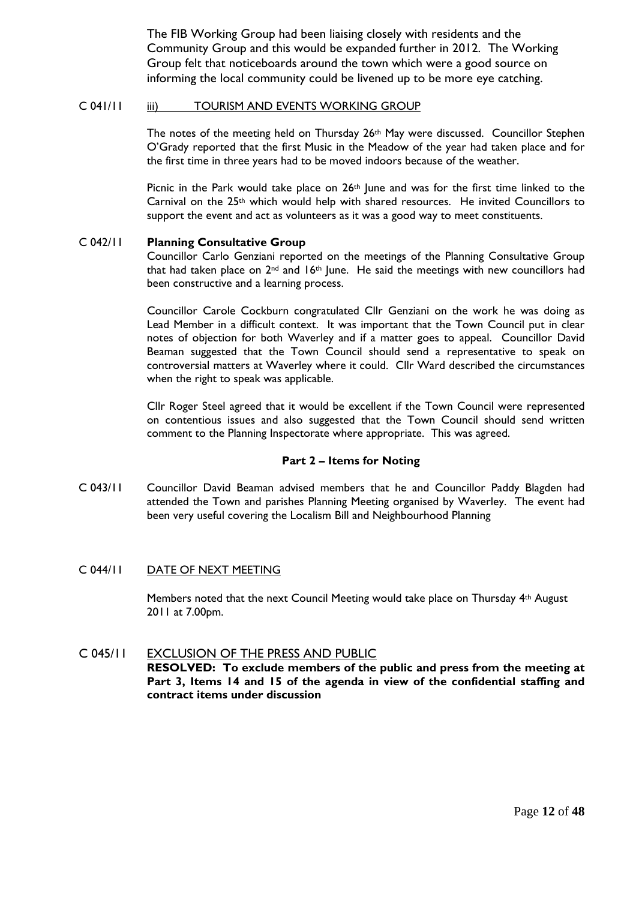The FIB Working Group had been liaising closely with residents and the Community Group and this would be expanded further in 2012. The Working Group felt that noticeboards around the town which were a good source on informing the local community could be livened up to be more eye catching.

C 041/11 iii) TOURISM AND EVENTS WORKING GROUP

The notes of the meeting held on Thursday 26th May were discussed. Councillor Stephen O'Grady reported that the first Music in the Meadow of the year had taken place and for the first time in three years had to be moved indoors because of the weather.

Picnic in the Park would take place on 26th June and was for the first time linked to the Carnival on the 25th which would help with shared resources. He invited Councillors to support the event and act as volunteers as it was a good way to meet constituents.

C 042/11 **Planning Consultative Group**

Councillor Carlo Genziani reported on the meetings of the Planning Consultative Group that had taken place on 2nd and 16th June. He said the meetings with new councillors had been constructive and a learning process.

Councillor Carole Cockburn congratulated Cllr Genziani on the work he was doing as Lead Member in a difficult context. It was important that the Town Council put in clear notes of objection for both Waverley and if a matter goes to appeal. Councillor David Beaman suggested that the Town Council should send a representative to speak on controversial matters at Waverley where it could. Cllr Ward described the circumstances when the right to speak was applicable.

Cllr Roger Steel agreed that it would be excellent if the Town Council were represented on contentious issues and also suggested that the Town Council should send written comment to the Planning Inspectorate where appropriate. This was agreed.

**Part 2 – Items for Noting**

C 043/11 Councillor David Beaman advised members that he and Councillor Paddy Blagden had attended the Town and parishes Planning Meeting organised by Waverley. The event had been very useful covering the Localism Bill and Neighbourhood Planning

C 044/11 DATE OF NEXT MEETING

Members noted that the next Council Meeting would take place on Thursday 4th August 2011 at 7.00pm.

C 045/11 EXCLUSION OF THE PRESS AND PUBLIC

**RESOLVED: To exclude members of the public and press from the meeting at Part 3, Items 14 and 15 of the agenda in view of the confidential staffing and contract items under discussion**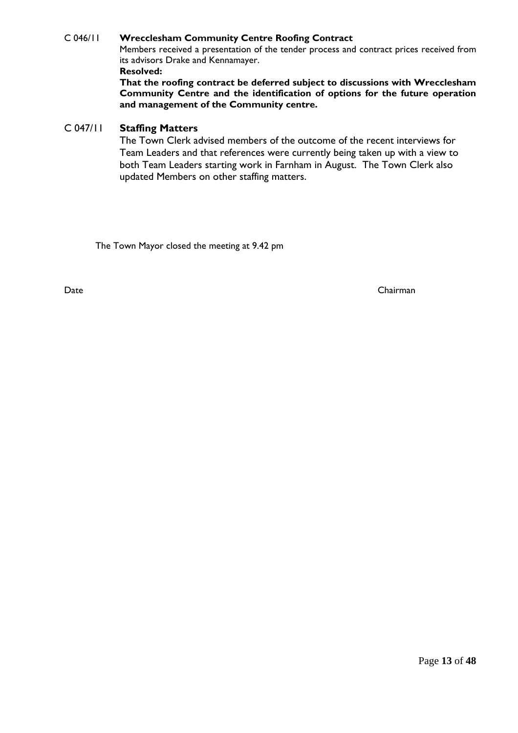C 046/11 **Wrecclesham Community Centre Roofing Contract**

Members received a presentation of the tender process and contract prices received from its advisors Drake and Kennamayer.

**Resolved:**

**That the roofing contract be deferred subject to discussions with Wrecclesham Community Centre and the identification of options for the future operation and management of the Community centre.**

C 047/11 **Staffing Matters**

The Town Clerk advised members of the outcome of the recent interviews for Team Leaders and that references were currently being taken up with a view to both Team Leaders starting work in Farnham in August. The Town Clerk also updated Members on other staffing matters.

The Town Mayor closed the meeting at 9.42 pm

Date Chairman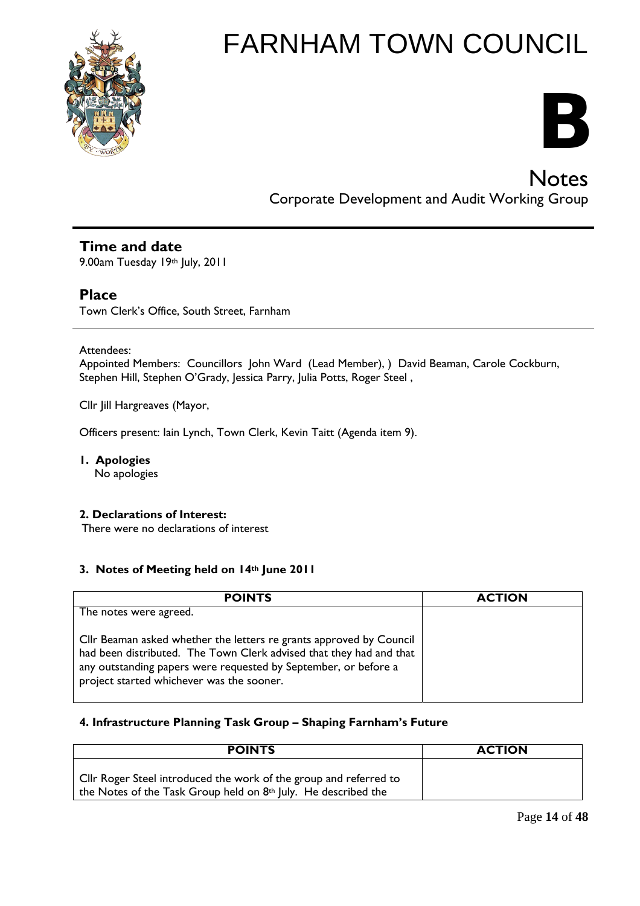# FARNHAM TOWN COUNCIL

**B**

## Notes

Corporate Development and Audit Working Group

---

### Time and date

9.00am Tuesday 19th July, 2011

### Place

Town Clerk's Office, South Street, Farnham

---

Attendees:

Appointed Members: Councillors John Ward (Lead Member), ) David Beaman, Carole Cockburn, Stephen Hill, Stephen O'Grady, Jessica Parry, Julia Potts, Roger Steel ,

Cllr Jill Hargreaves (Mayor,

Officers present: Iain Lynch, Town Clerk, Kevin Taitt (Agenda item 9).

1. **Apologies**
   No apologies

**2. Declarations of Interest:**

There were no declarations of interest

**3. Notes of Meeting held on 14th June 2011**

| POINTS | ACTION |
|---|---|
| The notes were agreed.<br><br>Cllr Beaman asked whether the letters re grants approved by Council had been distributed. The Town Clerk advised that they had and that any outstanding papers were requested by September, or before a project started whichever was the sooner. | |

**4. Infrastructure Planning Task Group – Shaping Farnham's Future**

| POINTS | ACTION |
|---|---|
| Cllr Roger Steel introduced the work of the group and referred to the Notes of the Task Group held on 8th July. He described the | |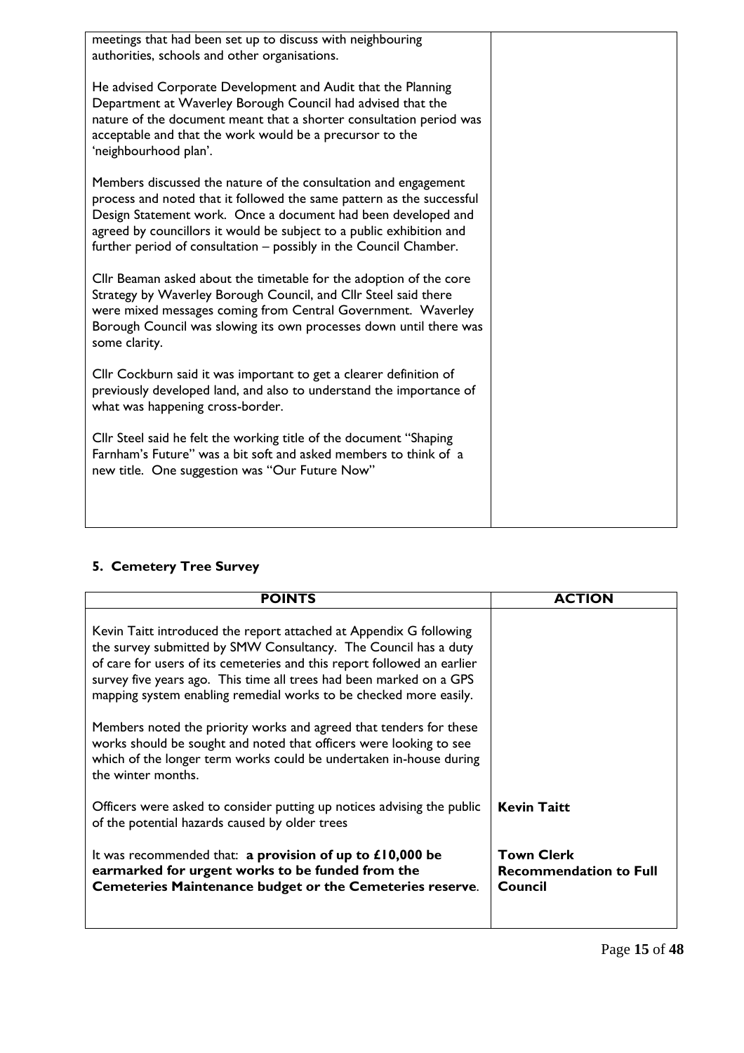| | |
|---|---|
| meetings that had been set up to discuss with neighbouring authorities, schools and other organisations.<br><br>He advised Corporate Development and Audit that the Planning Department at Waverley Borough Council had advised that the nature of the document meant that a shorter consultation period was acceptable and that the work would be a precursor to the 'neighbourhood plan'.<br><br>Members discussed the nature of the consultation and engagement process and noted that it followed the same pattern as the successful Design Statement work. Once a document had been developed and agreed by councillors it would be subject to a public exhibition and further period of consultation – possibly in the Council Chamber.<br><br>Cllr Beaman asked about the timetable for the adoption of the core Strategy by Waverley Borough Council, and Cllr Steel said there were mixed messages coming from Central Government. Waverley Borough Council was slowing its own processes down until there was some clarity.<br><br>Cllr Cockburn said it was important to get a clearer definition of previously developed land, and also to understand the importance of what was happening cross-border.<br><br>Cllr Steel said he felt the working title of the document "Shaping Farnham's Future" was a bit soft and asked members to think of a new title. One suggestion was "Our Future Now" | |

**5. Cemetery Tree Survey**

| POINTS | ACTION |
|---|---|
| Kevin Taitt introduced the report attached at Appendix G following the survey submitted by SMW Consultancy. The Council has a duty of care for users of its cemeteries and this report followed an earlier survey five years ago. This time all trees had been marked on a GPS mapping system enabling remedial works to be checked more easily.<br><br>Members noted the priority works and agreed that tenders for these works should be sought and noted that officers were looking to see which of the longer term works could be undertaken in-house during the winter months. | |
| Officers were asked to consider putting up notices advising the public of the potential hazards caused by older trees | **Kevin Taitt** |
| It was recommended that: **a provision of up to £10,000 be earmarked for urgent works to be funded from the Cemeteries Maintenance budget or the Cemeteries reserve**. | **Town Clerk Recommendation to Full Council** |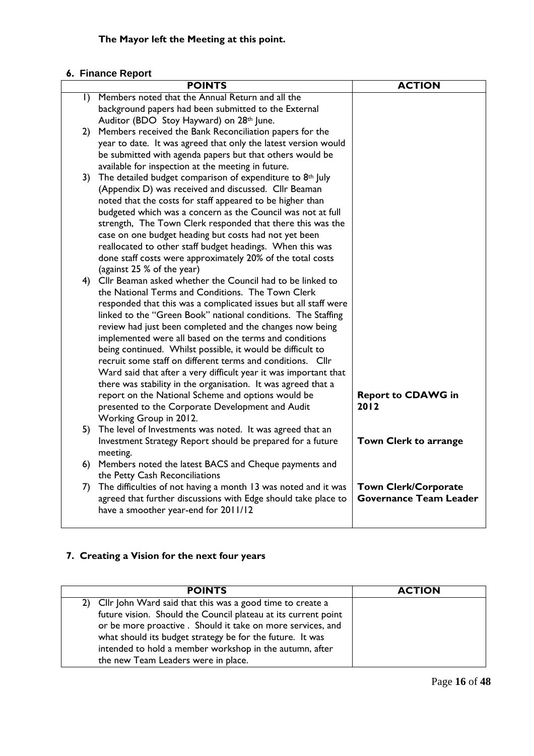**The Mayor left the Meeting at this point.**

## 6. Finance Report

| POINTS | ACTION |
| --- | --- |
| 1) Members noted that the Annual Return and all the background papers had been submitted to the External Auditor (BDO Stoy Hayward) on 28th June. | |
| 2) Members received the Bank Reconciliation papers for the year to date. It was agreed that only the latest version would be submitted with agenda papers but that others would be available for inspection at the meeting in future. | |
| 3) The detailed budget comparison of expenditure to 8th July (Appendix D) was received and discussed. Cllr Beaman noted that the costs for staff appeared to be higher than budgeted which was a concern as the Council was not at full strength, The Town Clerk responded that there this was the case on one budget heading but costs had not yet been reallocated to other staff budget headings. When this was done staff costs were approximately 20% of the total costs (against 25 % of the year) | |
| 4) Cllr Beaman asked whether the Council had to be linked to the National Terms and Conditions. The Town Clerk responded that this was a complicated issues but all staff were linked to the "Green Book" national conditions. The Staffing review had just been completed and the changes now being implemented were all based on the terms and conditions being continued. Whilst possible, it would be difficult to recruit some staff on different terms and conditions. Cllr Ward said that after a very difficult year it was important that there was stability in the organisation. It was agreed that a report on the National Scheme and options would be presented to the Corporate Development and Audit Working Group in 2012. | **Report to CDAWG in 2012** |
| 5) The level of Investments was noted. It was agreed that an Investment Strategy Report should be prepared for a future meeting. | **Town Clerk to arrange** |
| 6) Members noted the latest BACS and Cheque payments and the Petty Cash Reconciliations | |
| 7) The difficulties of not having a month 13 was noted and it was agreed that further discussions with Edge should take place to have a smoother year-end for 2011/12 | **Town Clerk/Corporate Governance Team Leader** |

## 7. Creating a Vision for the next four years

| POINTS | ACTION |
| --- | --- |
| 2) Cllr John Ward said that this was a good time to create a future vision. Should the Council plateau at its current point or be more proactive . Should it take on more services, and what should its budget strategy be for the future. It was intended to hold a member workshop in the autumn, after the new Team Leaders were in place. | |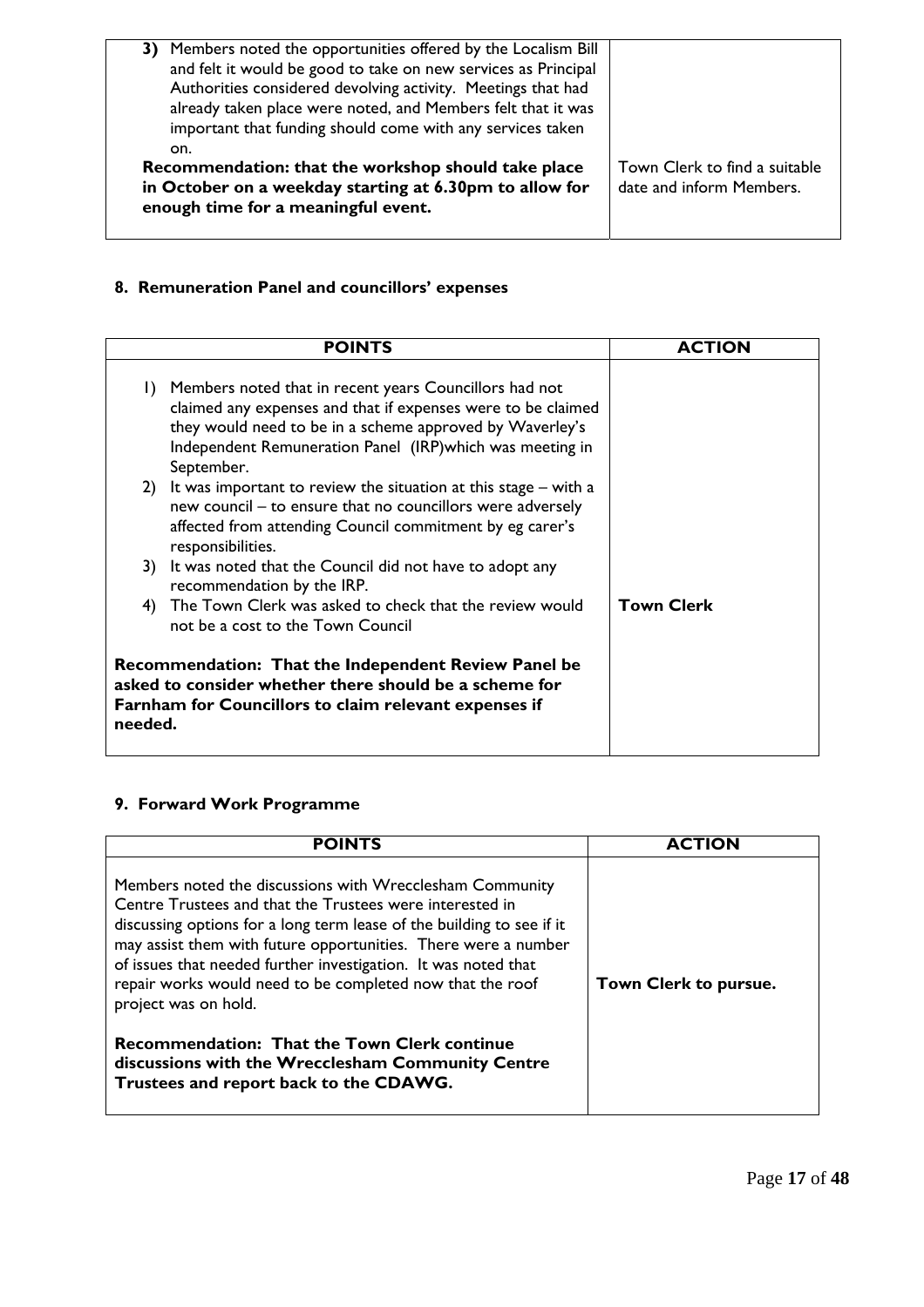| | |
|---|---|
| **3)** Members noted the opportunities offered by the Localism Bill and felt it would be good to take on new services as Principal Authorities considered devolving activity. Meetings that had already taken place were noted, and Members felt that it was important that funding should come with any services taken on.<br>**Recommendation: that the workshop should take place in October on a weekday starting at 6.30pm to allow for enough time for a meaningful event.** | Town Clerk to find a suitable date and inform Members. |

**8. Remuneration Panel and councillors' expenses**

| POINTS | ACTION |
|---|---|
| 1) Members noted that in recent years Councillors had not claimed any expenses and that if expenses were to be claimed they would need to be in a scheme approved by Waverley's Independent Remuneration Panel (IRP)which was meeting in September.<br>2) It was important to review the situation at this stage – with a new council – to ensure that no councillors were adversely affected from attending Council commitment by eg carer's responsibilities.<br>3) It was noted that the Council did not have to adopt any recommendation by the IRP.<br>4) The Town Clerk was asked to check that the review would not be a cost to the Town Council<br><br>**Recommendation: That the Independent Review Panel be asked to consider whether there should be a scheme for Farnham for Councillors to claim relevant expenses if needed.** | **Town Clerk** |

**9. Forward Work Programme**

| POINTS | ACTION |
|---|---|
| Members noted the discussions with Wrecclesham Community Centre Trustees and that the Trustees were interested in discussing options for a long term lease of the building to see if it may assist them with future opportunities. There were a number of issues that needed further investigation. It was noted that repair works would need to be completed now that the roof project was on hold.<br><br>**Recommendation: That the Town Clerk continue discussions with the Wrecclesham Community Centre Trustees and report back to the CDAWG.** | **Town Clerk to pursue.** |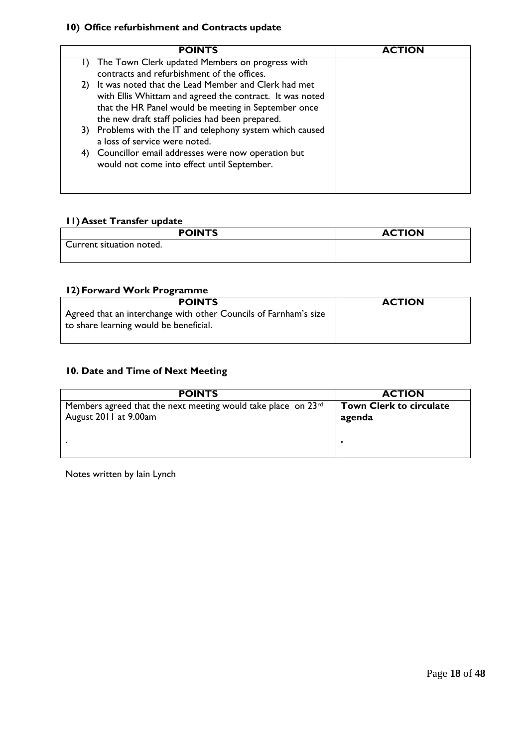### 10) Office refurbishment and Contracts update

| POINTS | ACTION |
|---|---|
| 1) The Town Clerk updated Members on progress with contracts and refurbishment of the offices.<br>2) It was noted that the Lead Member and Clerk had met with Ellis Whittam and agreed the contract. It was noted that the HR Panel would be meeting in September once the new draft staff policies had been prepared.<br>3) Problems with the IT and telephony system which caused a loss of service were noted.<br>4) Councillor email addresses were now operation but would not come into effect until September. | |

### 11) Asset Transfer update

| POINTS | ACTION |
|---|---|
| Current situation noted. | |

### 12) Forward Work Programme

| POINTS | ACTION |
|---|---|
| Agreed that an interchange with other Councils of Farnham's size to share learning would be beneficial. | |

### 10. Date and Time of Next Meeting

| POINTS | ACTION |
|---|---|
| Members agreed that the next meeting would take place on 23rd August 2011 at 9.00am<br><br>. | **Town Clerk to circulate agenda**<br><br>• |

Notes written by Iain Lynch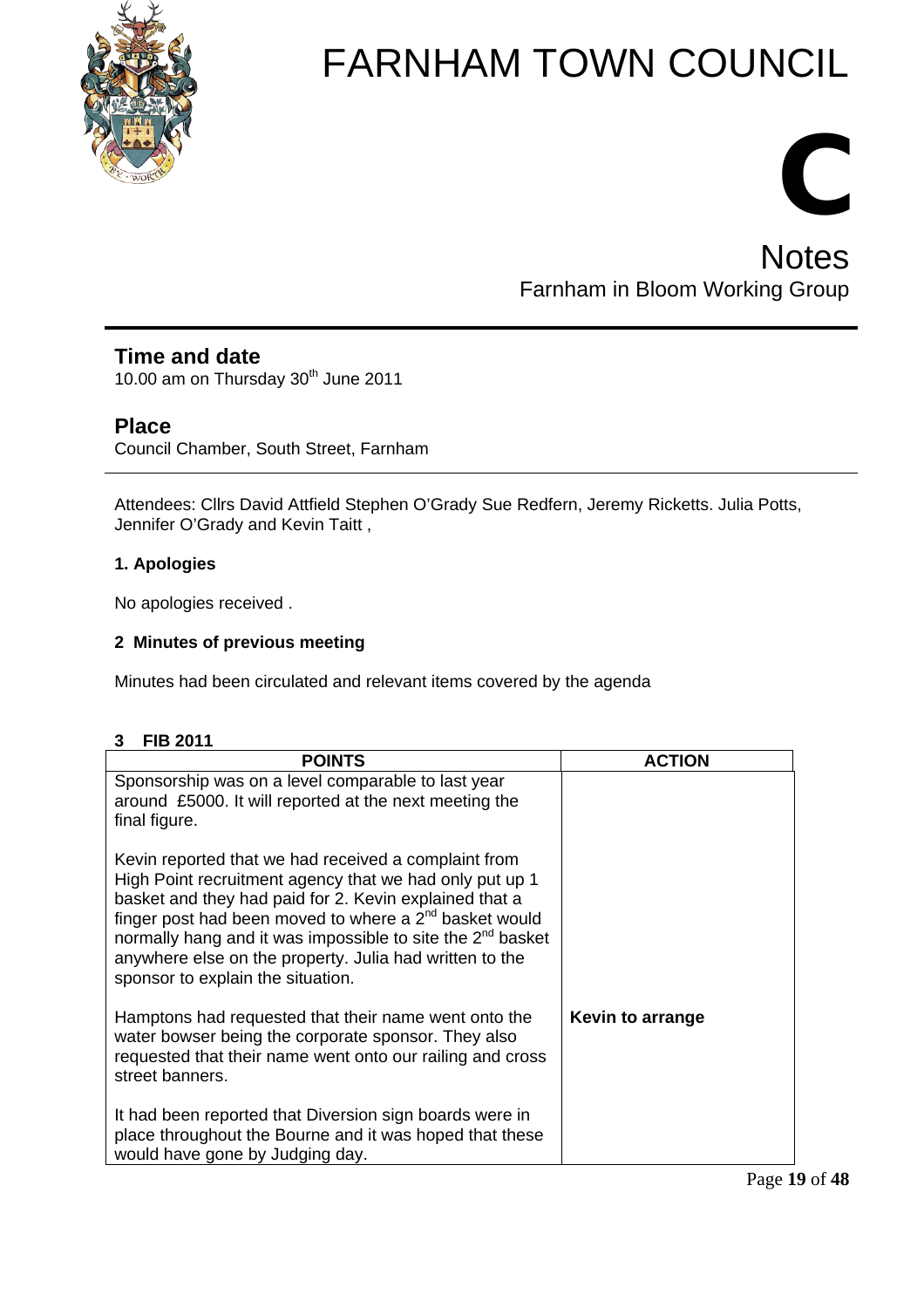# FARNHAM TOWN COUNCIL

# C

## Notes

Farnham in Bloom Working Group

## Time and date

10.00 am on Thursday 30th June 2011

## Place

Council Chamber, South Street, Farnham

Attendees: Cllrs David Attfield Stephen O'Grady Sue Redfern, Jeremy Ricketts. Julia Potts, Jennifer O'Grady and Kevin Taitt ,

**1. Apologies**

No apologies received .

**2 Minutes of previous meeting**

Minutes had been circulated and relevant items covered by the agenda

**3 FIB 2011**

| POINTS | ACTION |
|---|---|
| Sponsorship was on a level comparable to last year around £5000. It will reported at the next meeting the final figure.<br><br>Kevin reported that we had received a complaint from High Point recruitment agency that we had only put up 1 basket and they had paid for 2. Kevin explained that a finger post had been moved to where a 2nd basket would normally hang and it was impossible to site the 2nd basket anywhere else on the property. Julia had written to the sponsor to explain the situation. | |
| Hamptons had requested that their name went onto the water bowser being the corporate sponsor. They also requested that their name went onto our railing and cross street banners.<br><br>It had been reported that Diversion sign boards were in place throughout the Bourne and it was hoped that these would have gone by Judging day. | **Kevin to arrange** |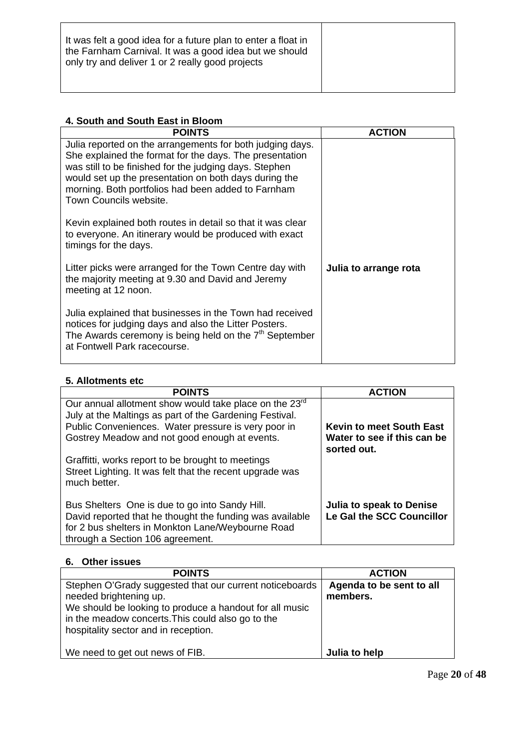| | |
|---|---|
| It was felt a good idea for a future plan to enter a float in the Farnham Carnival. It was a good idea but we should only try and deliver 1 or 2 really good projects | |

**4. South and South East in Bloom**

| POINTS | ACTION |
|---|---|
| Julia reported on the arrangements for both judging days. She explained the format for the days. The presentation was still to be finished for the judging days. Stephen would set up the presentation on both days during the morning. Both portfolios had been added to Farnham Town Councils website.<br><br>Kevin explained both routes in detail so that it was clear to everyone. An itinerary would be produced with exact timings for the days.<br><br>Litter picks were arranged for the Town Centre day with the majority meeting at 9.30 and David and Jeremy meeting at 12 noon.<br><br>Julia explained that businesses in the Town had received notices for judging days and also the Litter Posters. The Awards ceremony is being held on the 7th September at Fontwell Park racecourse. | **Julia to arrange rota** |

**5. Allotments etc**

| POINTS | ACTION |
|---|---|
| Our annual allotment show would take place on the 23rd July at the Maltings as part of the Gardening Festival. Public Conveniences. Water pressure is very poor in Gostrey Meadow and not good enough at events.<br><br>Graffitti, works report to be brought to meetings<br>Street Lighting. It was felt that the recent upgrade was much better.<br><br>Bus Shelters One is due to go into Sandy Hill. David reported that he thought the funding was available for 2 bus shelters in Monkton Lane/Weybourne Road through a Section 106 agreement. | **Kevin to meet South East Water to see if this can be sorted out.**<br><br>**Julia to speak to Denise Le Gal the SCC Councillor** |

**6. Other issues**

| POINTS | ACTION |
|---|---|
| Stephen O'Grady suggested that our current noticeboards needed brightening up.<br>We should be looking to produce a handout for all music in the meadow concerts.This could also go to the hospitality sector and in reception.<br><br>We need to get out news of FIB. | **Agenda to be sent to all members.**<br><br>**Julia to help** |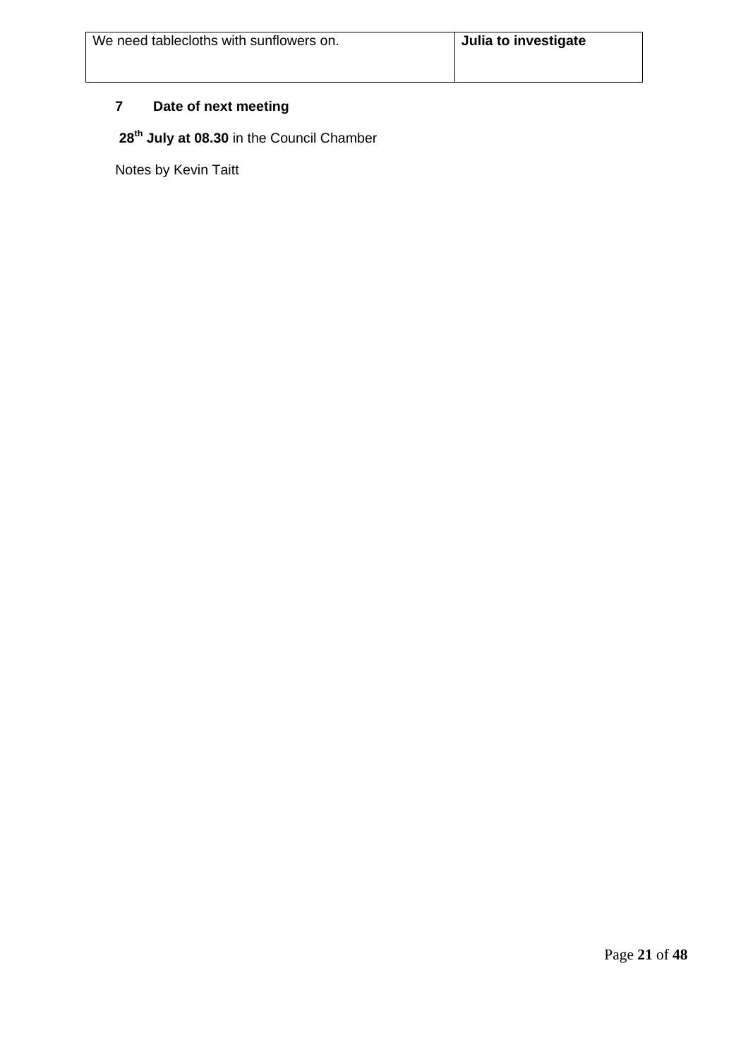| We need tablecloths with sunflowers on. | **Julia to investigate** |
| --- | --- |

**7 Date of next meeting**

**28th July at 08.30** in the Council Chamber

Notes by Kevin Taitt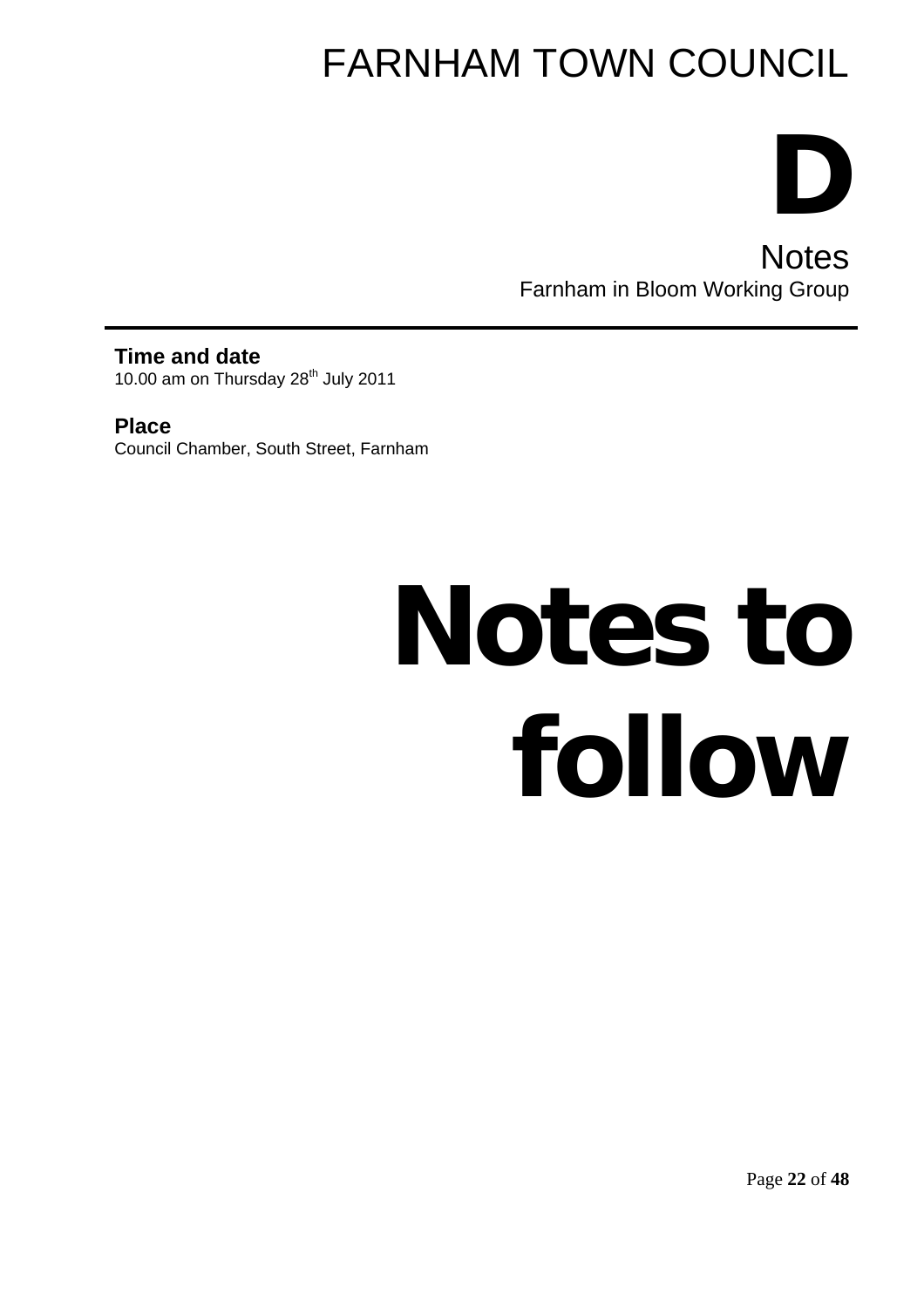# FARNHAM TOWN COUNCIL

# D

## Notes

Farnham in Bloom Working Group

**Time and date**
10.00 am on Thursday 28th July 2011

**Place**
Council Chamber, South Street, Farnham

# Notes to follow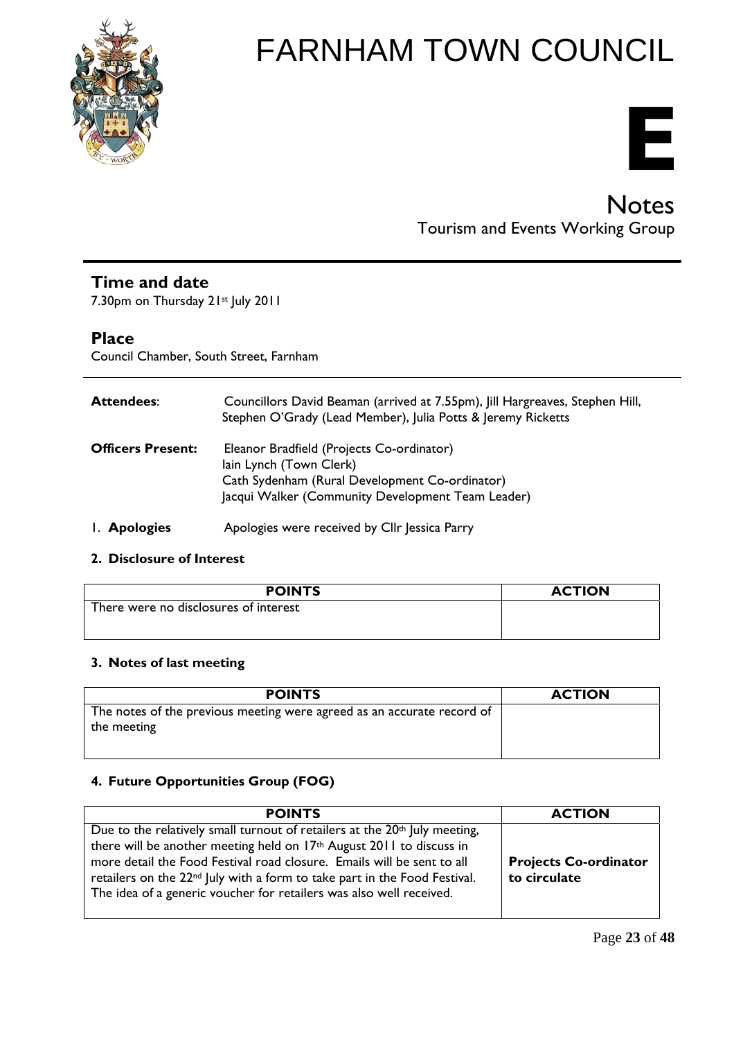# FARNHAM TOWN COUNCIL

# E

## Notes

Tourism and Events Working Group

### Time and date

7.30pm on Thursday 21st July 2011

### Place

Council Chamber, South Street, Farnham

**Attendees**: Councillors David Beaman (arrived at 7.55pm), Jill Hargreaves, Stephen Hill, Stephen O'Grady (Lead Member), Julia Potts & Jeremy Ricketts

**Officers Present:** Eleanor Bradfield (Projects Co-ordinator)
Iain Lynch (Town Clerk)
Cath Sydenham (Rural Development Co-ordinator)
Jacqui Walker (Community Development Team Leader)

1. **Apologies** Apologies were received by Cllr Jessica Parry

**2. Disclosure of Interest**

| POINTS | ACTION |
|---|---|
| There were no disclosures of interest | |

**3. Notes of last meeting**

| POINTS | ACTION |
|---|---|
| The notes of the previous meeting were agreed as an accurate record of the meeting | |

**4. Future Opportunities Group (FOG)**

| POINTS | ACTION |
|---|---|
| Due to the relatively small turnout of retailers at the 20th July meeting, there will be another meeting held on 17th August 2011 to discuss in more detail the Food Festival road closure. Emails will be sent to all retailers on the 22nd July with a form to take part in the Food Festival. The idea of a generic voucher for retailers was also well received. | **Projects Co-ordinator to circulate** |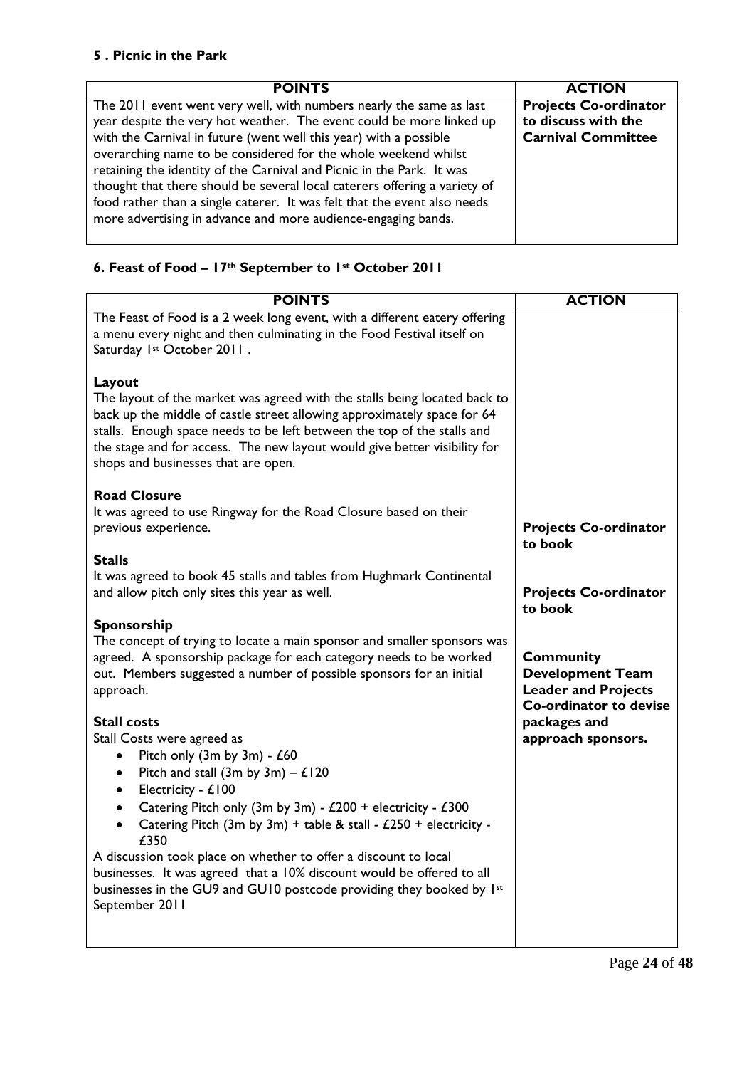## 5 . Picnic in the Park

| POINTS | ACTION |
|---|---|
| The 2011 event went very well, with numbers nearly the same as last year despite the very hot weather. The event could be more linked up with the Carnival in future (went well this year) with a possible overarching name to be considered for the whole weekend whilst retaining the identity of the Carnival and Picnic in the Park. It was thought that there should be several local caterers offering a variety of food rather than a single caterer. It was felt that the event also needs more advertising in advance and more audience-engaging bands. | **Projects Co-ordinator to discuss with the Carnival Committee** |

## 6. Feast of Food – 17th September to 1st October 2011

| POINTS | ACTION |
|---|---|
| The Feast of Food is a 2 week long event, with a different eatery offering a menu every night and then culminating in the Food Festival itself on Saturday 1st October 2011 . | |
| **Layout**<br>The layout of the market was agreed with the stalls being located back to back up the middle of castle street allowing approximately space for 64 stalls. Enough space needs to be left between the top of the stalls and the stage and for access. The new layout would give better visibility for shops and businesses that are open. | |
| **Road Closure**<br>It was agreed to use Ringway for the Road Closure based on their previous experience. | **Projects Co-ordinator to book** |
| **Stalls**<br>It was agreed to book 45 stalls and tables from Hughmark Continental and allow pitch only sites this year as well. | **Projects Co-ordinator to book** |
| **Sponsorship**<br>The concept of trying to locate a main sponsor and smaller sponsors was agreed. A sponsorship package for each category needs to be worked out. Members suggested a number of possible sponsors for an initial approach. | **Community Development Team Leader and Projects Co-ordinator to devise packages and approach sponsors.** |
| **Stall costs**<br>Stall Costs were agreed as<br>• Pitch only (3m by 3m) - £60<br>• Pitch and stall (3m by 3m) – £120<br>• Electricity - £100<br>• Catering Pitch only (3m by 3m) - £200 + electricity - £300<br>• Catering Pitch (3m by 3m) + table & stall - £250 + electricity - £350<br>A discussion took place on whether to offer a discount to local businesses. It was agreed that a 10% discount would be offered to all businesses in the GU9 and GU10 postcode providing they booked by 1st September 2011 | |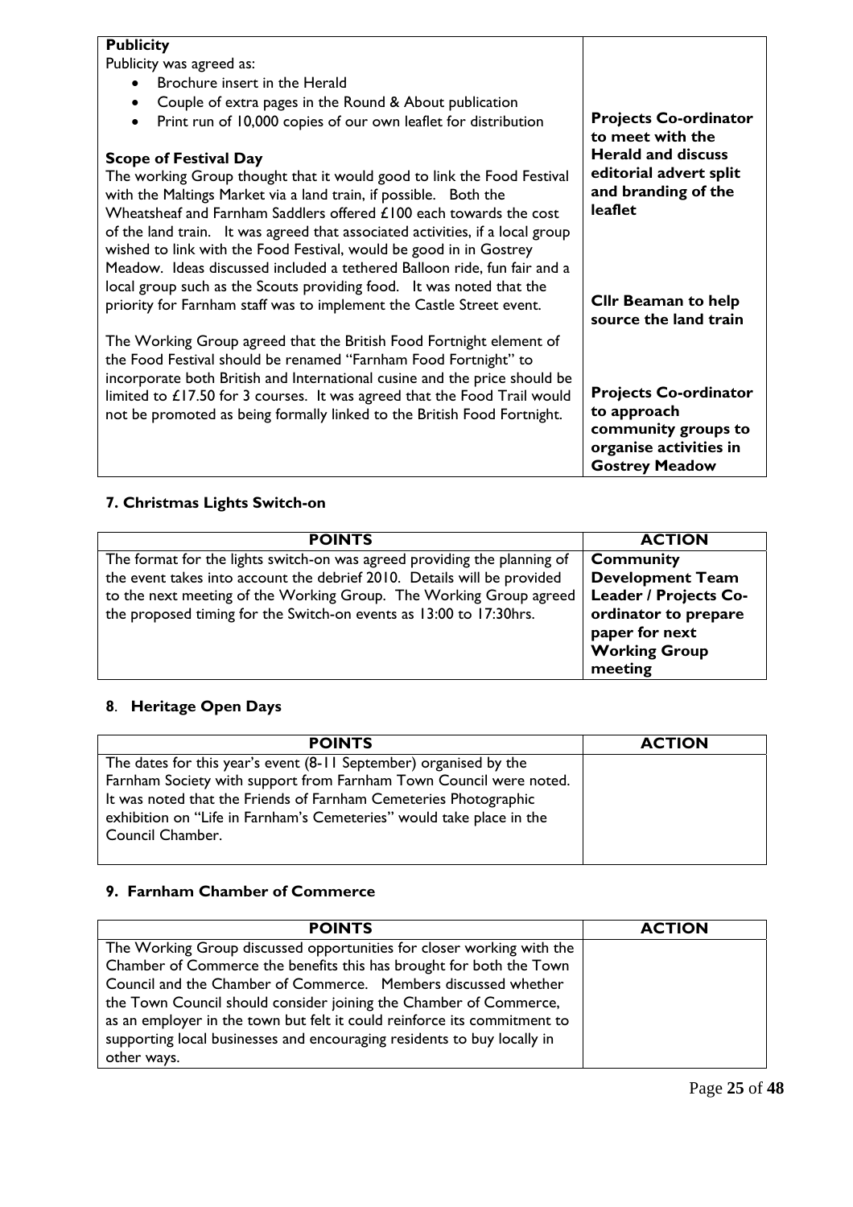| | |
|---|---|
| **Publicity**<br>Publicity was agreed as:<br>• Brochure insert in the Herald<br>• Couple of extra pages in the Round & About publication<br>• Print run of 10,000 copies of our own leaflet for distribution<br><br>**Scope of Festival Day**<br>The working Group thought that it would good to link the Food Festival with the Maltings Market via a land train, if possible. Both the Wheatsheaf and Farnham Saddlers offered £100 each towards the cost of the land train. It was agreed that associated activities, if a local group wished to link with the Food Festival, would be good in in Gostrey Meadow. Ideas discussed included a tethered Balloon ride, fun fair and a local group such as the Scouts providing food. It was noted that the priority for Farnham staff was to implement the Castle Street event.<br><br>The Working Group agreed that the British Food Fortnight element of the Food Festival should be renamed "Farnham Food Fortnight" to incorporate both British and International cusine and the price should be limited to £17.50 for 3 courses. It was agreed that the Food Trail would not be promoted as being formally linked to the British Food Fortnight. | **Projects Co-ordinator to meet with the Herald and discuss editorial advert split and branding of the leaflet**<br><br>**Cllr Beaman to help source the land train**<br><br>**Projects Co-ordinator to approach community groups to organise activities in Gostrey Meadow** |

## 7. Christmas Lights Switch-on

| POINTS | ACTION |
|---|---|
| The format for the lights switch-on was agreed providing the planning of the event takes into account the debrief 2010. Details will be provided to the next meeting of the Working Group. The Working Group agreed the proposed timing for the Switch-on events as 13:00 to 17:30hrs. | **Community Development Team Leader / Projects Co-ordinator to prepare paper for next Working Group meeting** |

## 8. Heritage Open Days

| POINTS | ACTION |
|---|---|
| The dates for this year's event (8-11 September) organised by the Farnham Society with support from Farnham Town Council were noted. It was noted that the Friends of Farnham Cemeteries Photographic exhibition on "Life in Farnham's Cemeteries" would take place in the Council Chamber. | |

## 9. Farnham Chamber of Commerce

| POINTS | ACTION |
|---|---|
| The Working Group discussed opportunities for closer working with the Chamber of Commerce the benefits this has brought for both the Town Council and the Chamber of Commerce. Members discussed whether the Town Council should consider joining the Chamber of Commerce, as an employer in the town but felt it could reinforce its commitment to supporting local businesses and encouraging residents to buy locally in other ways. | |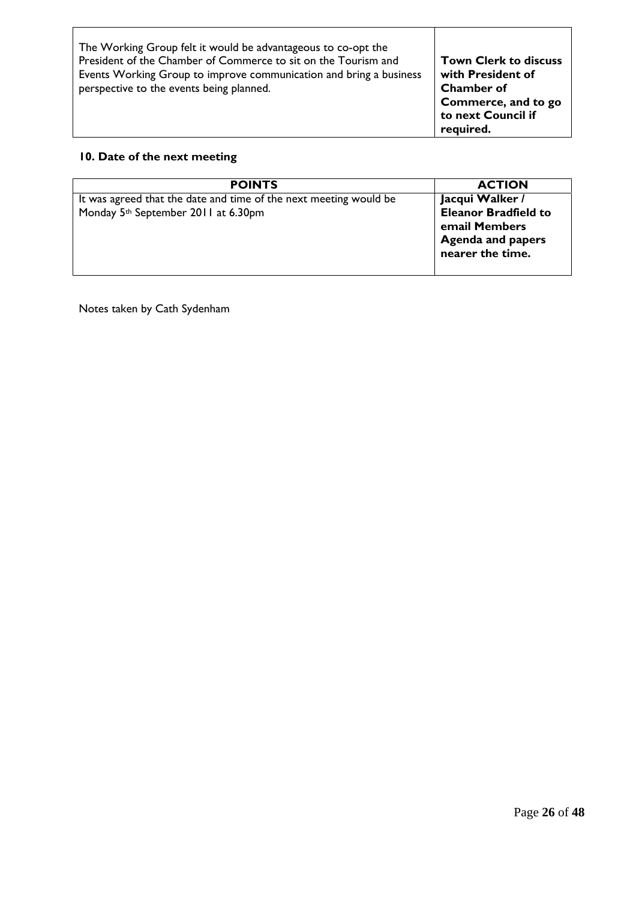| | |
|---|---|
| The Working Group felt it would be advantageous to co-opt the President of the Chamber of Commerce to sit on the Tourism and Events Working Group to improve communication and bring a business perspective to the events being planned. | **Town Clerk to discuss with President of Chamber of Commerce, and to go to next Council if required.** |

### 10. Date of the next meeting

| POINTS | ACTION |
|---|---|
| It was agreed that the date and time of the next meeting would be Monday 5th September 2011 at 6.30pm | **Jacqui Walker / Eleanor Bradfield to email Members Agenda and papers nearer the time.** |

Notes taken by Cath Sydenham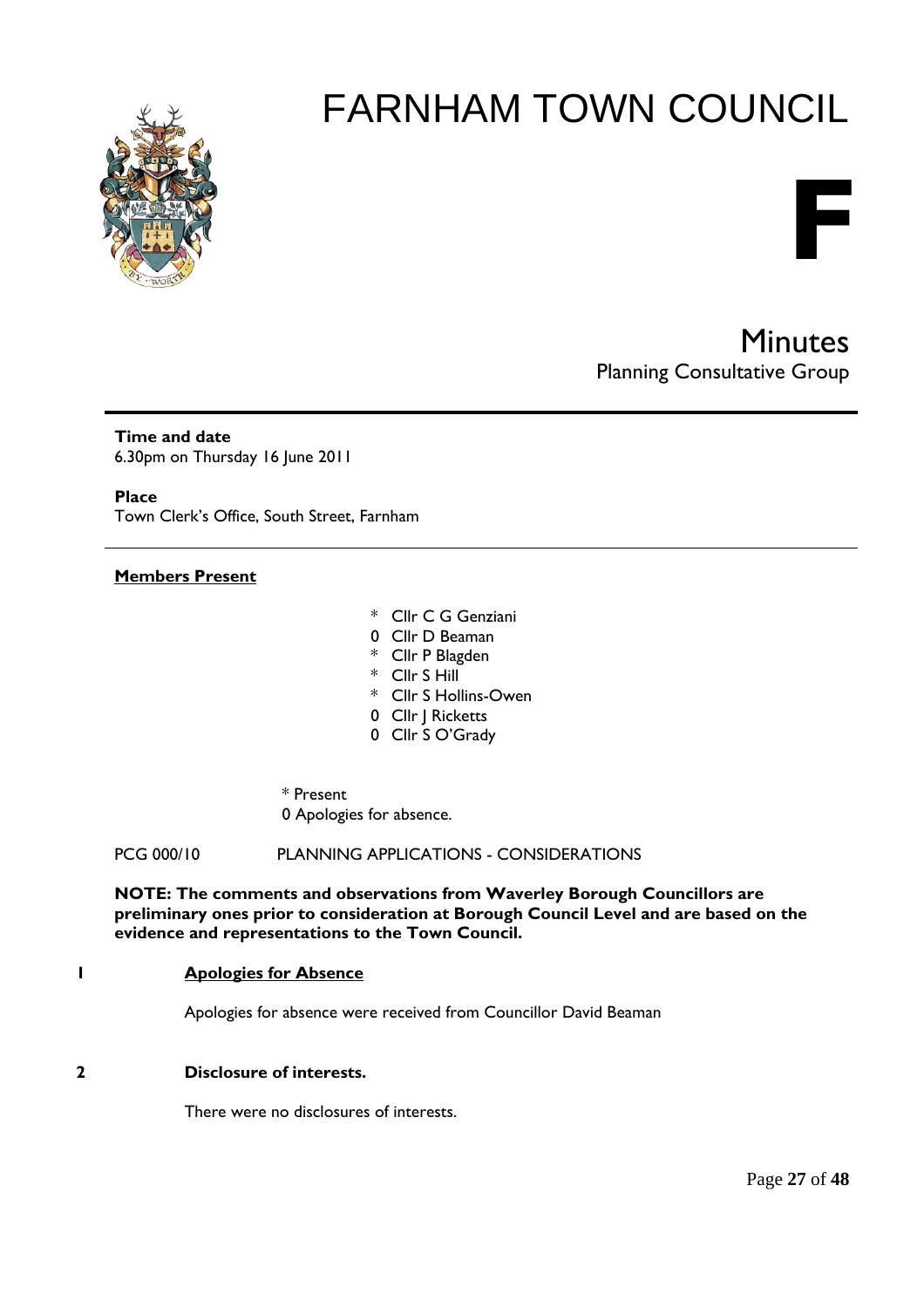# FARNHAM TOWN COUNCIL

**F**

## Minutes
Planning Consultative Group

**Time and date**
6.30pm on Thursday 16 June 2011

**Place**
Town Clerk's Office, South Street, Farnham

**Members Present**

- \* Cllr C G Genziani
- 0 Cllr D Beaman
- \* Cllr P Blagden
- \* Cllr S Hill
- \* Cllr S Hollins-Owen
- 0 Cllr J Ricketts
- 0 Cllr S O'Grady

\* Present
0 Apologies for absence.

PCG 000/10 PLANNING APPLICATIONS - CONSIDERATIONS

**NOTE: The comments and observations from Waverley Borough Councillors are preliminary ones prior to consideration at Borough Council Level and are based on the evidence and representations to the Town Council.**

**1** **Apologies for Absence**

Apologies for absence were received from Councillor David Beaman

**2** **Disclosure of interests.**

There were no disclosures of interests.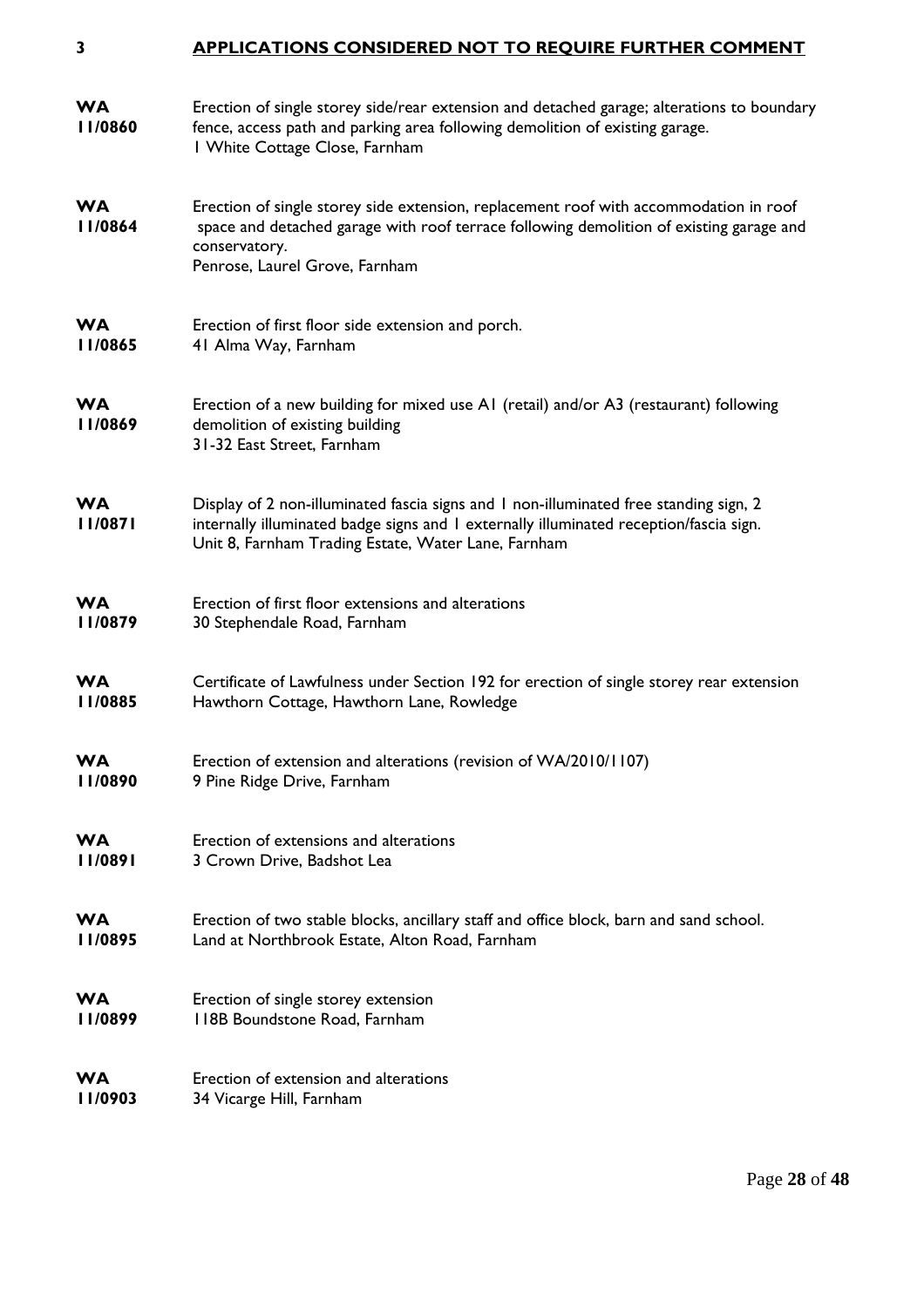## 3 APPLICATIONS CONSIDERED NOT TO REQUIRE FURTHER COMMENT

**WA 11/0860**
Erection of single storey side/rear extension and detached garage; alterations to boundary fence, access path and parking area following demolition of existing garage.
1 White Cottage Close, Farnham

**WA 11/0864**
Erection of single storey side extension, replacement roof with accommodation in roof space and detached garage with roof terrace following demolition of existing garage and conservatory.
Penrose, Laurel Grove, Farnham

**WA 11/0865**
Erection of first floor side extension and porch.
41 Alma Way, Farnham

**WA 11/0869**
Erection of a new building for mixed use A1 (retail) and/or A3 (restaurant) following demolition of existing building
31-32 East Street, Farnham

**WA 11/0871**
Display of 2 non-illuminated fascia signs and 1 non-illuminated free standing sign, 2 internally illuminated badge signs and 1 externally illuminated reception/fascia sign.
Unit 8, Farnham Trading Estate, Water Lane, Farnham

**WA 11/0879**
Erection of first floor extensions and alterations
30 Stephendale Road, Farnham

**WA 11/0885**
Certificate of Lawfulness under Section 192 for erection of single storey rear extension
Hawthorn Cottage, Hawthorn Lane, Rowledge

**WA 11/0890**
Erection of extension and alterations (revision of WA/2010/1107)
9 Pine Ridge Drive, Farnham

**WA 11/0891**
Erection of extensions and alterations
3 Crown Drive, Badshot Lea

**WA 11/0895**
Erection of two stable blocks, ancillary staff and office block, barn and sand school.
Land at Northbrook Estate, Alton Road, Farnham

**WA 11/0899**
Erection of single storey extension
118B Boundstone Road, Farnham

**WA 11/0903**
Erection of extension and alterations
34 Vicarge Hill, Farnham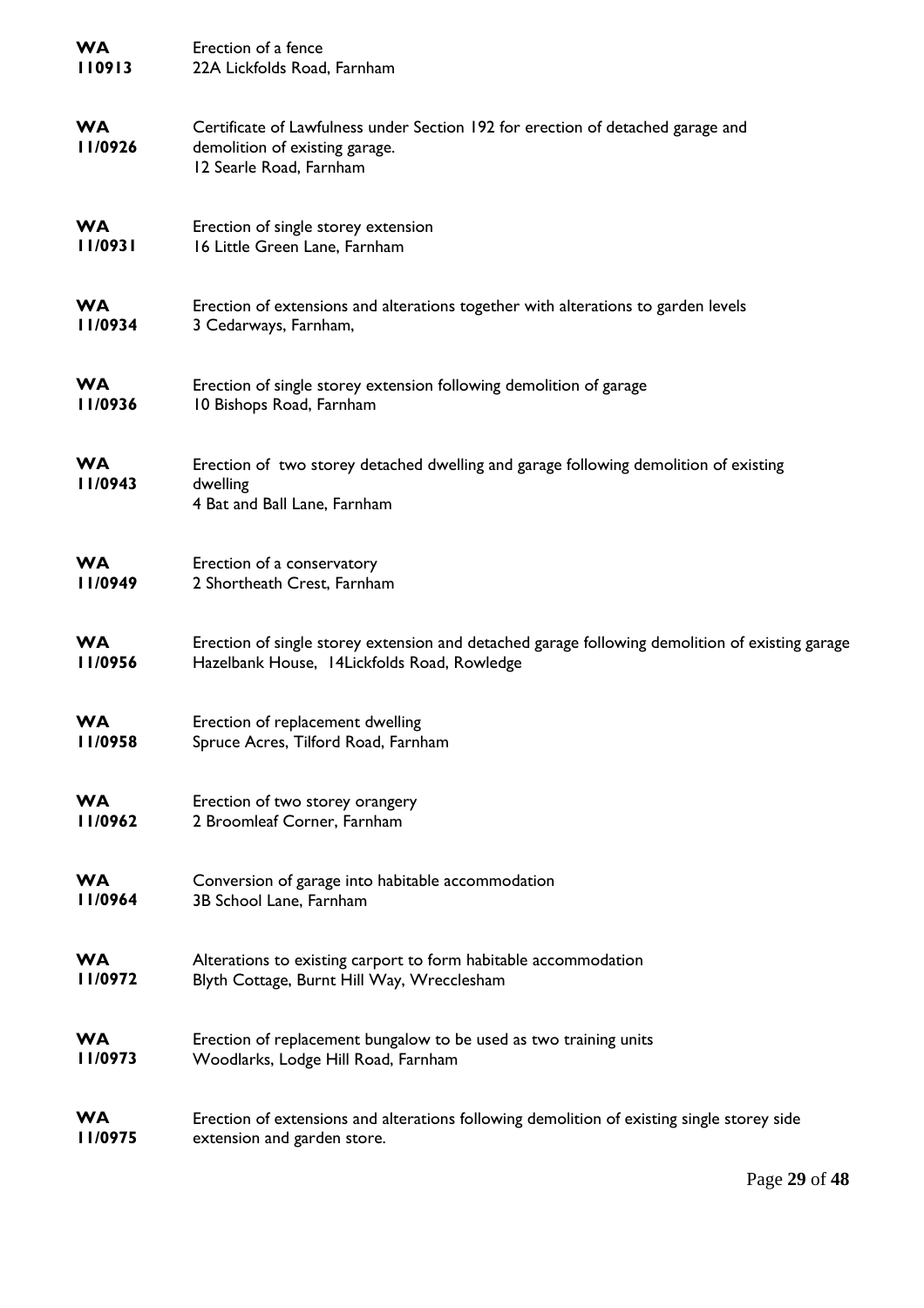**WA 110913** Erection of a fence
22A Lickfolds Road, Farnham

**WA 11/0926** Certificate of Lawfulness under Section 192 for erection of detached garage and demolition of existing garage.
12 Searle Road, Farnham

**WA 11/0931** Erection of single storey extension
16 Little Green Lane, Farnham

**WA 11/0934** Erection of extensions and alterations together with alterations to garden levels
3 Cedarways, Farnham,

**WA 11/0936** Erection of single storey extension following demolition of garage
10 Bishops Road, Farnham

**WA 11/0943** Erection of two storey detached dwelling and garage following demolition of existing dwelling
4 Bat and Ball Lane, Farnham

**WA 11/0949** Erection of a conservatory
2 Shortheath Crest, Farnham

**WA 11/0956** Erection of single storey extension and detached garage following demolition of existing garage
Hazelbank House, 14Lickfolds Road, Rowledge

**WA 11/0958** Erection of replacement dwelling
Spruce Acres, Tilford Road, Farnham

**WA 11/0962** Erection of two storey orangery
2 Broomleaf Corner, Farnham

**WA 11/0964** Conversion of garage into habitable accommodation
3B School Lane, Farnham

**WA 11/0972** Alterations to existing carport to form habitable accommodation
Blyth Cottage, Burnt Hill Way, Wrecclesham

**WA 11/0973** Erection of replacement bungalow to be used as two training units
Woodlarks, Lodge Hill Road, Farnham

**WA 11/0975** Erection of extensions and alterations following demolition of existing single storey side extension and garden store.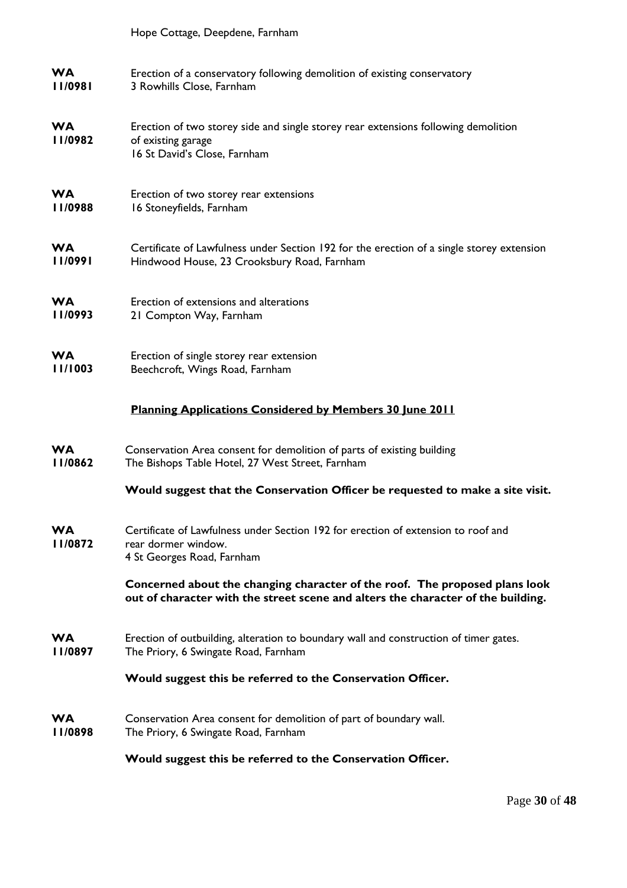Hope Cottage, Deepdene, Farnham

**WA 11/0981** Erection of a conservatory following demolition of existing conservatory
3 Rowhills Close, Farnham

**WA 11/0982** Erection of two storey side and single storey rear extensions following demolition of existing garage
16 St David's Close, Farnham

**WA 11/0988** Erection of two storey rear extensions
16 Stoneyfields, Farnham

**WA 11/0991** Certificate of Lawfulness under Section 192 for the erection of a single storey extension
Hindwood House, 23 Crooksbury Road, Farnham

**WA 11/0993** Erection of extensions and alterations
21 Compton Way, Farnham

**WA 11/1003** Erection of single storey rear extension
Beechcroft, Wings Road, Farnham

## Planning Applications Considered by Members 30 June 2011

**WA 11/0862** Conservation Area consent for demolition of parts of existing building
The Bishops Table Hotel, 27 West Street, Farnham

**Would suggest that the Conservation Officer be requested to make a site visit.**

**WA 11/0872** Certificate of Lawfulness under Section 192 for erection of extension to roof and rear dormer window.
4 St Georges Road, Farnham

**Concerned about the changing character of the roof. The proposed plans look out of character with the street scene and alters the character of the building.**

**WA 11/0897** Erection of outbuilding, alteration to boundary wall and construction of timer gates.
The Priory, 6 Swingate Road, Farnham

**Would suggest this be referred to the Conservation Officer.**

**WA 11/0898** Conservation Area consent for demolition of part of boundary wall.
The Priory, 6 Swingate Road, Farnham

**Would suggest this be referred to the Conservation Officer.**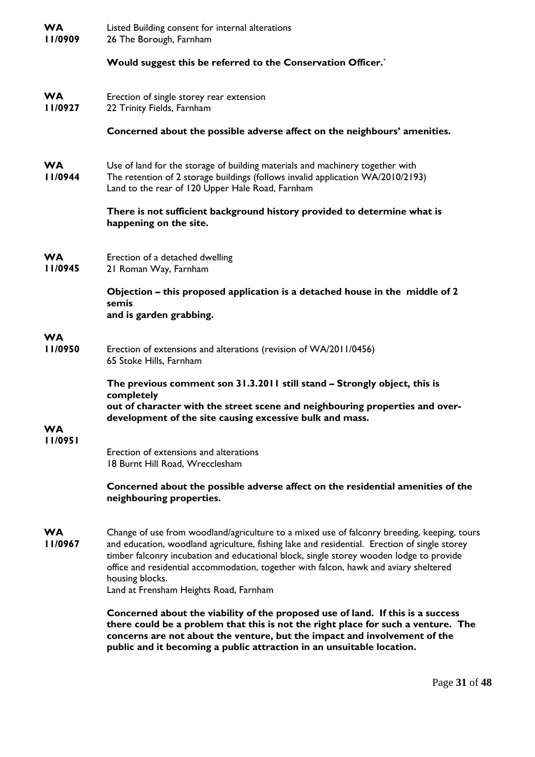**WA 11/0909** Listed Building consent for internal alterations
26 The Borough, Farnham

**Would suggest this be referred to the Conservation Officer.`**

**WA 11/0927** Erection of single storey rear extension
22 Trinity Fields, Farnham

**Concerned about the possible adverse affect on the neighbours' amenities.**

**WA 11/0944** Use of land for the storage of building materials and machinery together with
The retention of 2 storage buildings (follows invalid application WA/2010/2193)
Land to the rear of 120 Upper Hale Road, Farnham

**There is not sufficient background history provided to determine what is happening on the site.**

**WA 11/0945** Erection of a detached dwelling
21 Roman Way, Farnham

**Objection – this proposed application is a detached house in the middle of 2 semis
and is garden grabbing.**

**WA 11/0950** Erection of extensions and alterations (revision of WA/2011/0456)
65 Stoke Hills, Farnham

**The previous comment son 31.3.2011 still stand – Strongly object, this is completely
out of character with the street scene and neighbouring properties and over-development of the site causing excessive bulk and mass.**

**WA 11/0951** Erection of extensions and alterations
18 Burnt Hill Road, Wrecclesham

**Concerned about the possible adverse affect on the residential amenities of the neighbouring properties.**

**WA 11/0967** Change of use from woodland/agriculture to a mixed use of falconry breeding, keeping, tours and education, woodland agriculture, fishing lake and residential. Erection of single storey timber falconry incubation and educational block, single storey wooden lodge to provide office and residential accommodation, together with falcon, hawk and aviary sheltered housing blocks.
Land at Frensham Heights Road, Farnham

**Concerned about the viability of the proposed use of land. If this is a success there could be a problem that this is not the right place for such a venture. The concerns are not about the venture, but the impact and involvement of the public and it becoming a public attraction in an unsuitable location.**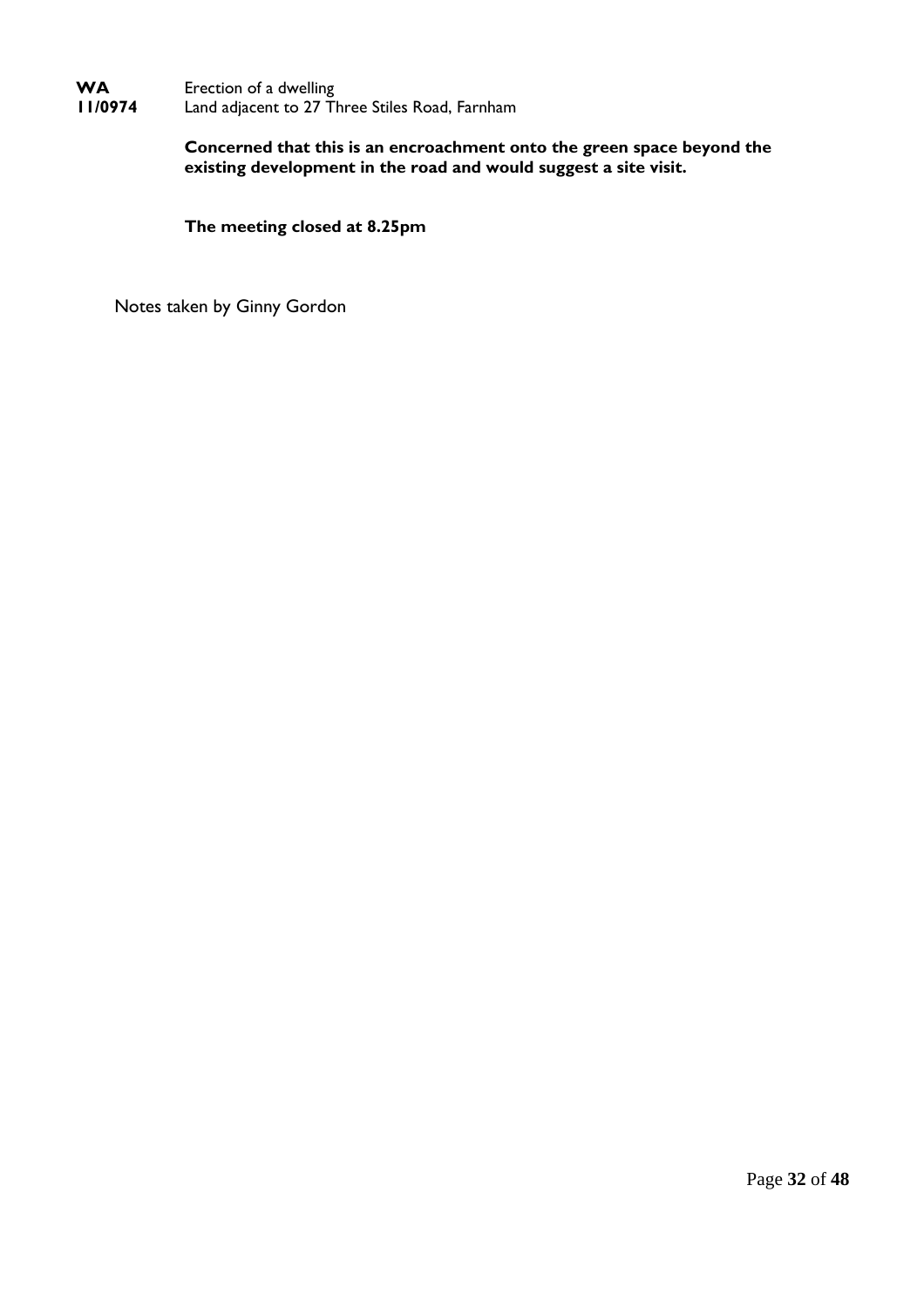**WA 11/0974** Erection of a dwelling
Land adjacent to 27 Three Stiles Road, Farnham

**Concerned that this is an encroachment onto the green space beyond the existing development in the road and would suggest a site visit.**

**The meeting closed at 8.25pm**

Notes taken by Ginny Gordon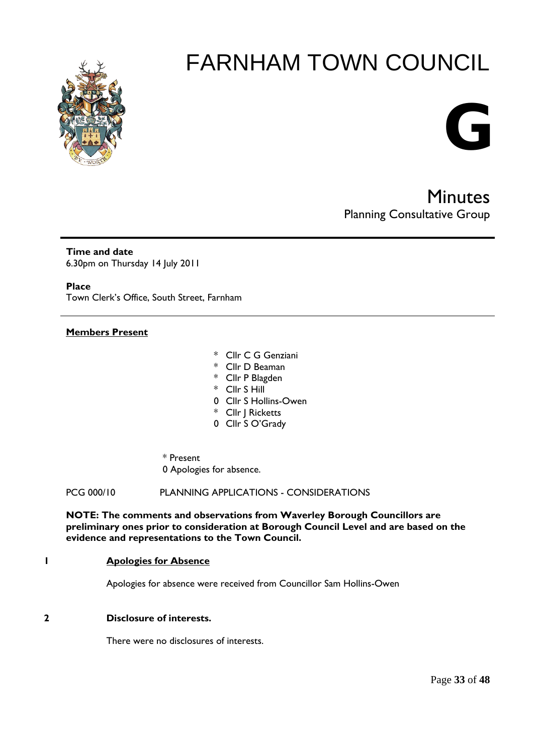# FARNHAM TOWN COUNCIL

# G

## Minutes

Planning Consultative Group

**Time and date**
6.30pm on Thursday 14 July 2011

**Place**
Town Clerk's Office, South Street, Farnham

**Members Present**

- * Cllr C G Genziani
- * Cllr D Beaman
- * Cllr P Blagden
- * Cllr S Hill
- 0 Cllr S Hollins-Owen
- * Cllr J Ricketts
- 0 Cllr S O'Grady

* Present
0 Apologies for absence.

PCG 000/10 PLANNING APPLICATIONS - CONSIDERATIONS

**NOTE: The comments and observations from Waverley Borough Councillors are preliminary ones prior to consideration at Borough Council Level and are based on the evidence and representations to the Town Council.**

**1 Apologies for Absence**

Apologies for absence were received from Councillor Sam Hollins-Owen

**2 Disclosure of interests.**

There were no disclosures of interests.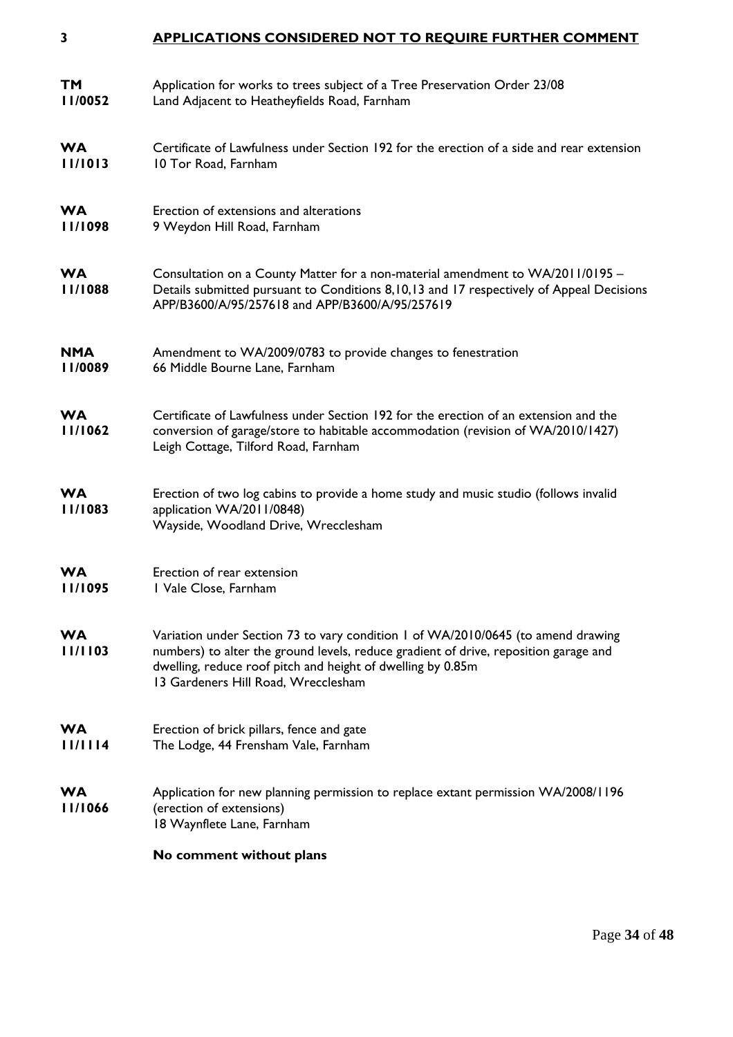## 3 APPLICATIONS CONSIDERED NOT TO REQUIRE FURTHER COMMENT

**TM 11/0052**
Application for works to trees subject of a Tree Preservation Order 23/08
Land Adjacent to Heatheyfields Road, Farnham

**WA 11/1013**
Certificate of Lawfulness under Section 192 for the erection of a side and rear extension
10 Tor Road, Farnham

**WA 11/1098**
Erection of extensions and alterations
9 Weydon Hill Road, Farnham

**WA 11/1088**
Consultation on a County Matter for a non-material amendment to WA/2011/0195 – Details submitted pursuant to Conditions 8,10,13 and 17 respectively of Appeal Decisions APP/B3600/A/95/257618 and APP/B3600/A/95/257619

**NMA 11/0089**
Amendment to WA/2009/0783 to provide changes to fenestration
66 Middle Bourne Lane, Farnham

**WA 11/1062**
Certificate of Lawfulness under Section 192 for the erection of an extension and the conversion of garage/store to habitable accommodation (revision of WA/2010/1427)
Leigh Cottage, Tilford Road, Farnham

**WA 11/1083**
Erection of two log cabins to provide a home study and music studio (follows invalid application WA/2011/0848)
Wayside, Woodland Drive, Wrecclesham

**WA 11/1095**
Erection of rear extension
1 Vale Close, Farnham

**WA 11/1103**
Variation under Section 73 to vary condition 1 of WA/2010/0645 (to amend drawing numbers) to alter the ground levels, reduce gradient of drive, reposition garage and dwelling, reduce roof pitch and height of dwelling by 0.85m
13 Gardeners Hill Road, Wrecclesham

**WA 11/1114**
Erection of brick pillars, fence and gate
The Lodge, 44 Frensham Vale, Farnham

**WA 11/1066**
Application for new planning permission to replace extant permission WA/2008/1196 (erection of extensions)
18 Waynflete Lane, Farnham

**No comment without plans**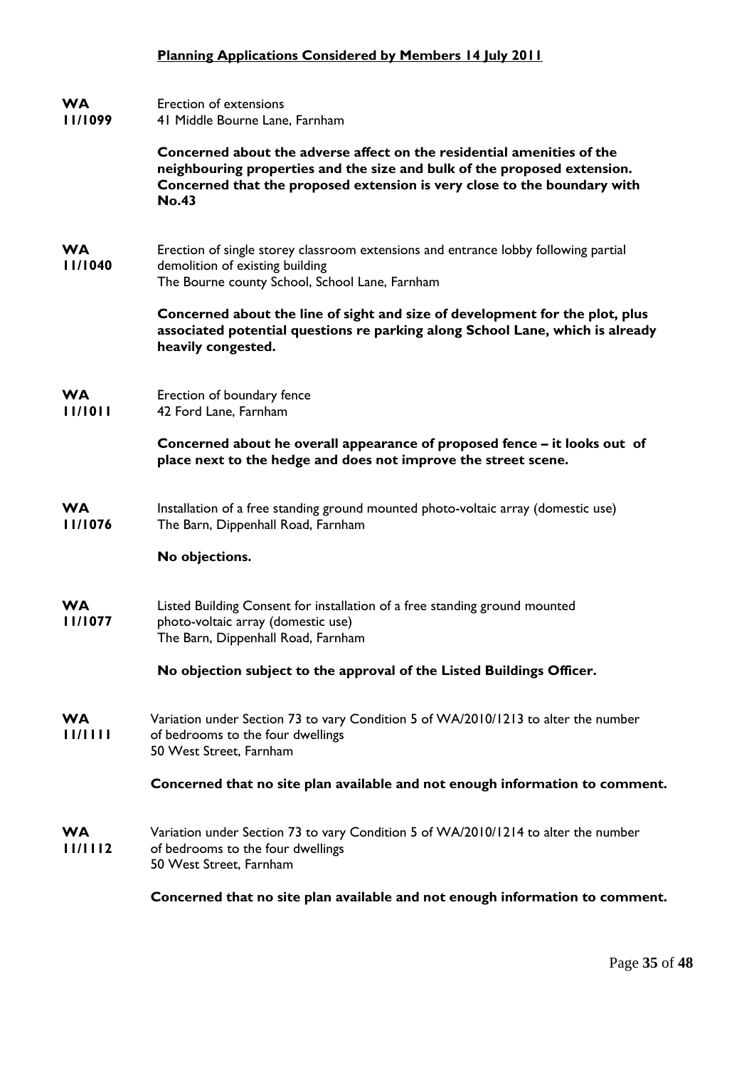**Planning Applications Considered by Members 14 July 2011**

**WA 11/1099**
Erection of extensions
41 Middle Bourne Lane, Farnham

**Concerned about the adverse affect on the residential amenities of the neighbouring properties and the size and bulk of the proposed extension. Concerned that the proposed extension is very close to the boundary with No.43**

**WA 11/1040**
Erection of single storey classroom extensions and entrance lobby following partial demolition of existing building
The Bourne county School, School Lane, Farnham

**Concerned about the line of sight and size of development for the plot, plus associated potential questions re parking along School Lane, which is already heavily congested.**

**WA 11/1011**
Erection of boundary fence
42 Ford Lane, Farnham

**Concerned about he overall appearance of proposed fence – it looks out of place next to the hedge and does not improve the street scene.**

**WA 11/1076**
Installation of a free standing ground mounted photo-voltaic array (domestic use)
The Barn, Dippenhall Road, Farnham

**No objections.**

**WA 11/1077**
Listed Building Consent for installation of a free standing ground mounted photo-voltaic array (domestic use)
The Barn, Dippenhall Road, Farnham

**No objection subject to the approval of the Listed Buildings Officer.**

**WA 11/1111**
Variation under Section 73 to vary Condition 5 of WA/2010/1213 to alter the number of bedrooms to the four dwellings
50 West Street, Farnham

**Concerned that no site plan available and not enough information to comment.**

**WA 11/1112**
Variation under Section 73 to vary Condition 5 of WA/2010/1214 to alter the number of bedrooms to the four dwellings
50 West Street, Farnham

**Concerned that no site plan available and not enough information to comment.**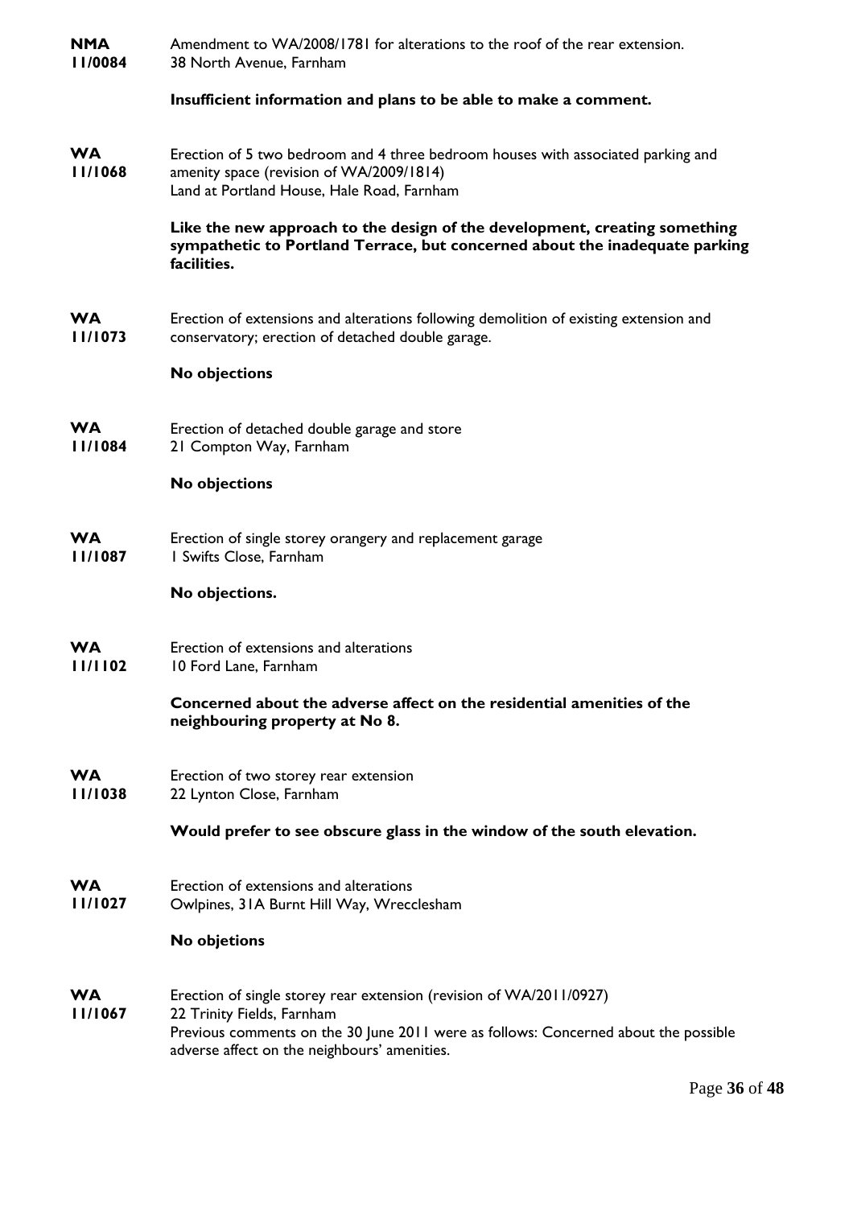**NMA 11/0084**
Amendment to WA/2008/1781 for alterations to the roof of the rear extension.
38 North Avenue, Farnham

**Insufficient information and plans to be able to make a comment.**

**WA 11/1068**
Erection of 5 two bedroom and 4 three bedroom houses with associated parking and amenity space (revision of WA/2009/1814)
Land at Portland House, Hale Road, Farnham

**Like the new approach to the design of the development, creating something sympathetic to Portland Terrace, but concerned about the inadequate parking facilities.**

**WA 11/1073**
Erection of extensions and alterations following demolition of existing extension and conservatory; erection of detached double garage.

**No objections**

**WA 11/1084**
Erection of detached double garage and store
21 Compton Way, Farnham

**No objections**

**WA 11/1087**
Erection of single storey orangery and replacement garage
1 Swifts Close, Farnham

**No objections.**

**WA 11/1102**
Erection of extensions and alterations
10 Ford Lane, Farnham

**Concerned about the adverse affect on the residential amenities of the neighbouring property at No 8.**

**WA 11/1038**
Erection of two storey rear extension
22 Lynton Close, Farnham

**Would prefer to see obscure glass in the window of the south elevation.**

**WA 11/1027**
Erection of extensions and alterations
Owlpines, 31A Burnt Hill Way, Wrecclesham

**No objetions**

**WA 11/1067**
Erection of single storey rear extension (revision of WA/2011/0927)
22 Trinity Fields, Farnham
Previous comments on the 30 June 2011 were as follows: Concerned about the possible adverse affect on the neighbours' amenities.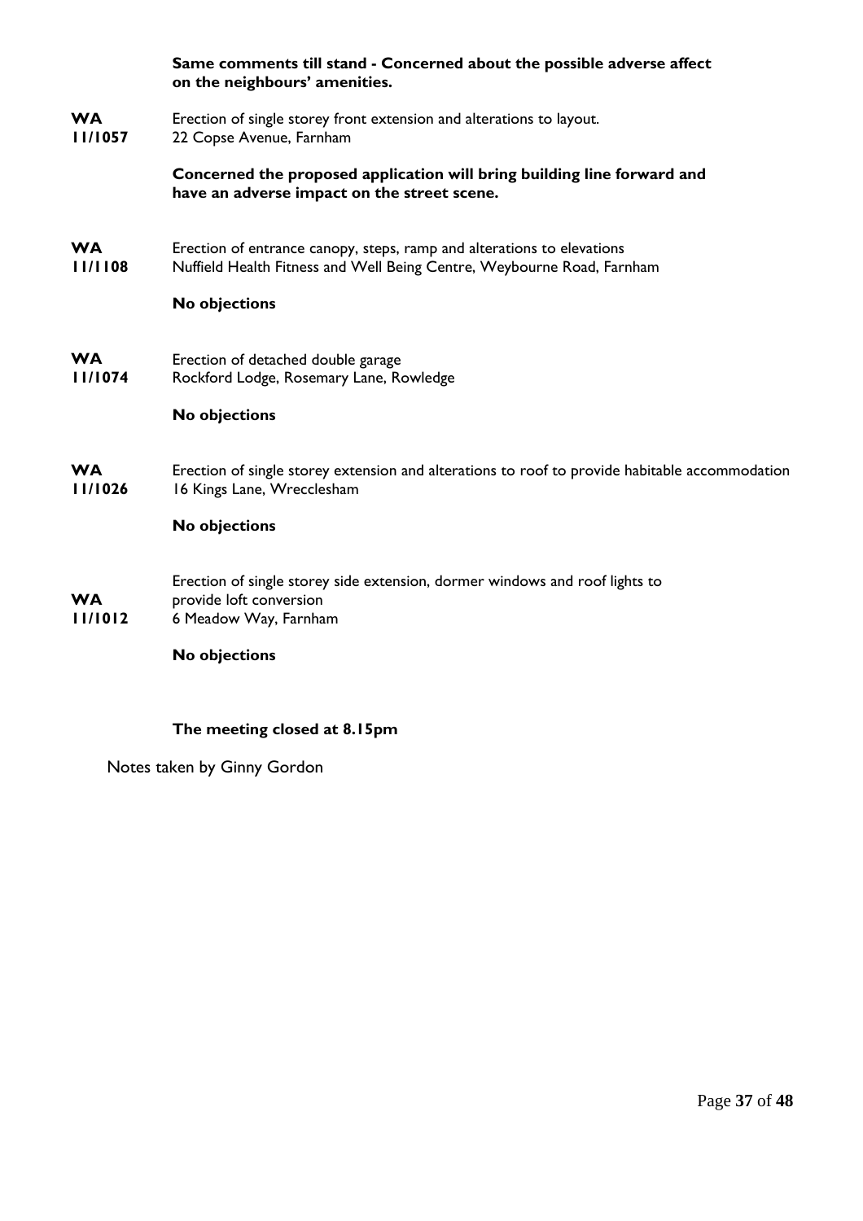**Same comments till stand - Concerned about the possible adverse affect on the neighbours' amenities.**

**WA 11/1057** Erection of single storey front extension and alterations to layout.
22 Copse Avenue, Farnham

**Concerned the proposed application will bring building line forward and have an adverse impact on the street scene.**

**WA 11/1108** Erection of entrance canopy, steps, ramp and alterations to elevations
Nuffield Health Fitness and Well Being Centre, Weybourne Road, Farnham

**No objections**

**WA 11/1074** Erection of detached double garage
Rockford Lodge, Rosemary Lane, Rowledge

**No objections**

**WA 11/1026** Erection of single storey extension and alterations to roof to provide habitable accommodation
16 Kings Lane, Wrecclesham

**No objections**

**WA 11/1012** Erection of single storey side extension, dormer windows and roof lights to provide loft conversion
6 Meadow Way, Farnham

**No objections**

**The meeting closed at 8.15pm**

Notes taken by Ginny Gordon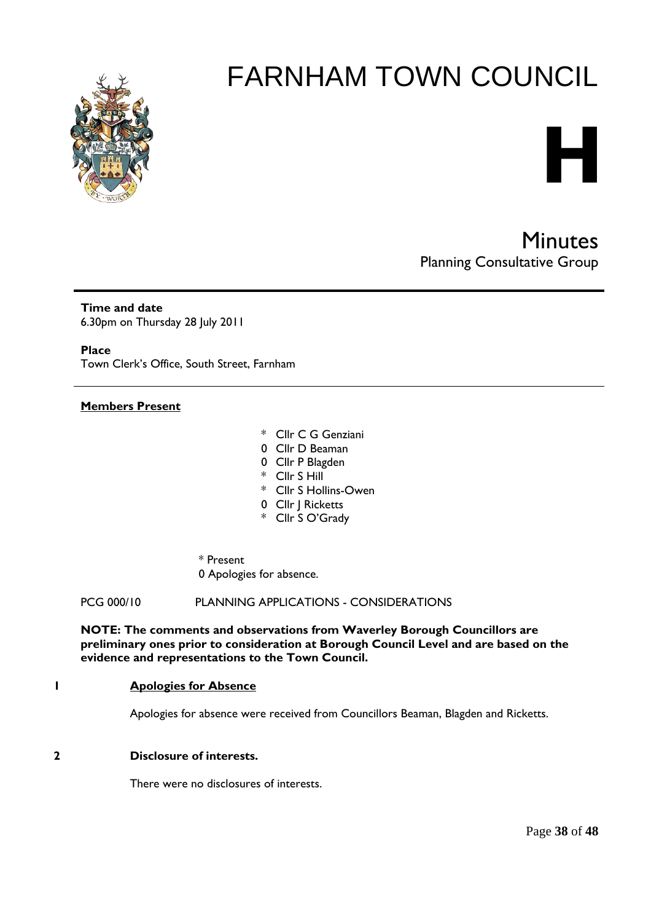# FARNHAM TOWN COUNCIL

# H

## Minutes

Planning Consultative Group

**Time and date**
6.30pm on Thursday 28 July 2011

**Place**
Town Clerk's Office, South Street, Farnham

---

**Members Present**

- \* Cllr C G Genziani
- 0 Cllr D Beaman
- 0 Cllr P Blagden
- \* Cllr S Hill
- \* Cllr S Hollins-Owen
- 0 Cllr J Ricketts
- \* Cllr S O'Grady

\* Present
0 Apologies for absence.

PCG 000/10 PLANNING APPLICATIONS - CONSIDERATIONS

**NOTE: The comments and observations from Waverley Borough Councillors are preliminary ones prior to consideration at Borough Council Level and are based on the evidence and representations to the Town Council.**

**1 Apologies for Absence**

Apologies for absence were received from Councillors Beaman, Blagden and Ricketts.

**2 Disclosure of interests.**

There were no disclosures of interests.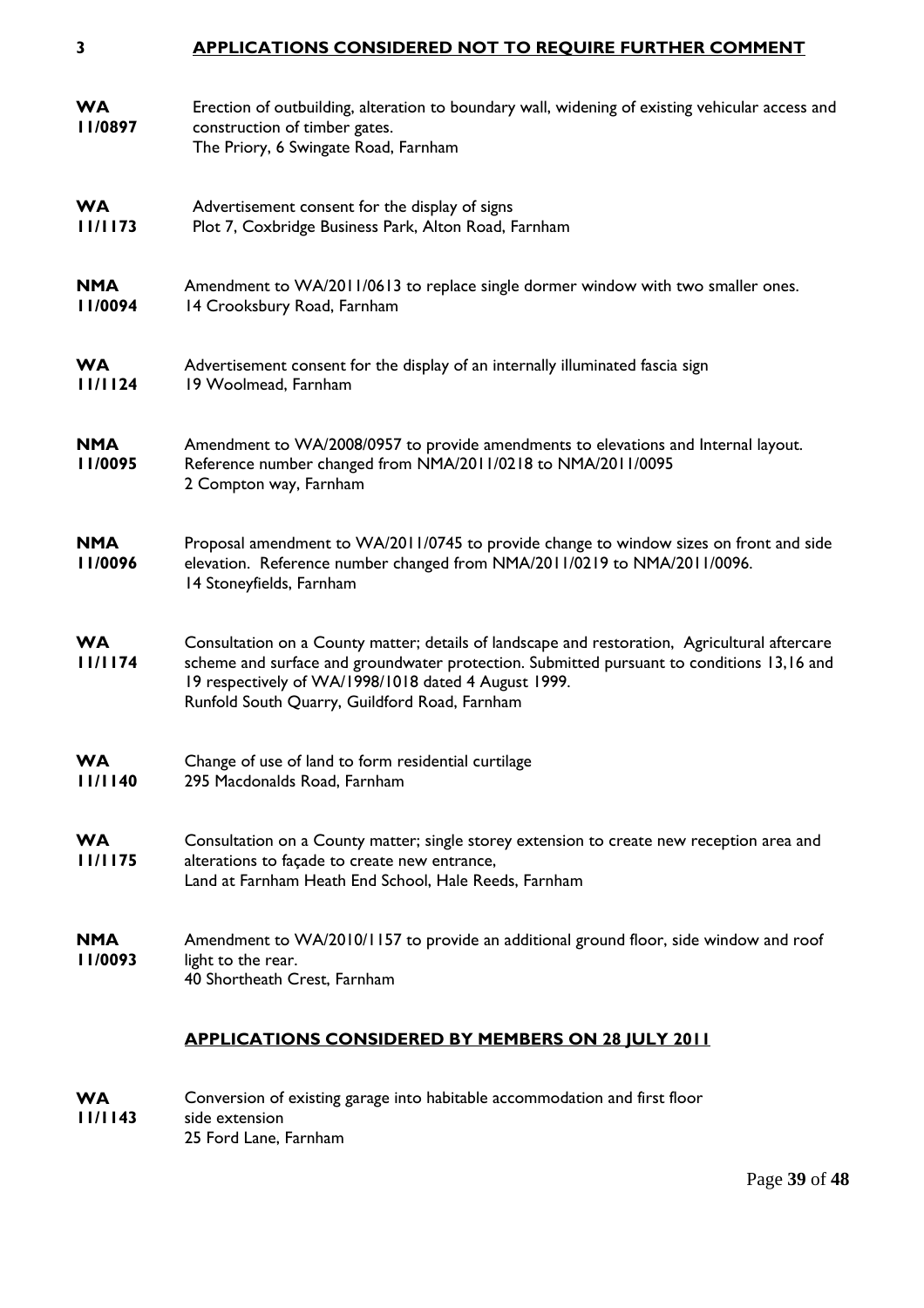## 3 APPLICATIONS CONSIDERED NOT TO REQUIRE FURTHER COMMENT

**WA 11/0897**
Erection of outbuilding, alteration to boundary wall, widening of existing vehicular access and construction of timber gates.
The Priory, 6 Swingate Road, Farnham

**WA 11/1173**
Advertisement consent for the display of signs
Plot 7, Coxbridge Business Park, Alton Road, Farnham

**NMA 11/0094**
Amendment to WA/2011/0613 to replace single dormer window with two smaller ones.
14 Crooksbury Road, Farnham

**WA 11/1124**
Advertisement consent for the display of an internally illuminated fascia sign
19 Woolmead, Farnham

**NMA 11/0095**
Amendment to WA/2008/0957 to provide amendments to elevations and Internal layout. Reference number changed from NMA/2011/0218 to NMA/2011/0095
2 Compton way, Farnham

**NMA 11/0096**
Proposal amendment to WA/2011/0745 to provide change to window sizes on front and side elevation. Reference number changed from NMA/2011/0219 to NMA/2011/0096.
14 Stoneyfields, Farnham

**WA 11/1174**
Consultation on a County matter; details of landscape and restoration, Agricultural aftercare scheme and surface and groundwater protection. Submitted pursuant to conditions 13,16 and 19 respectively of WA/1998/1018 dated 4 August 1999.
Runfold South Quarry, Guildford Road, Farnham

**WA 11/1140**
Change of use of land to form residential curtilage
295 Macdonalds Road, Farnham

**WA 11/1175**
Consultation on a County matter; single storey extension to create new reception area and alterations to façade to create new entrance,
Land at Farnham Heath End School, Hale Reeds, Farnham

**NMA 11/0093**
Amendment to WA/2010/1157 to provide an additional ground floor, side window and roof light to the rear.
40 Shortheath Crest, Farnham

## APPLICATIONS CONSIDERED BY MEMBERS ON 28 JULY 2011

**WA 11/1143**
Conversion of existing garage into habitable accommodation and first floor side extension
25 Ford Lane, Farnham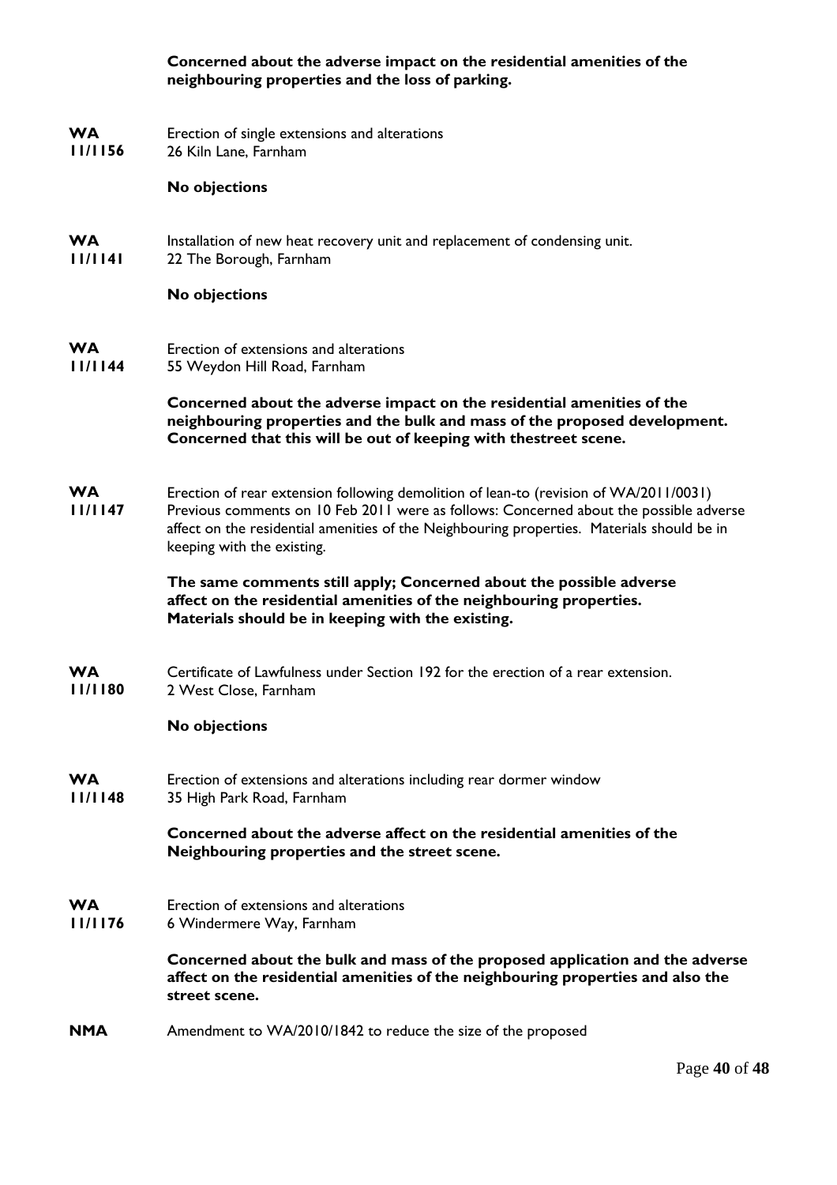**Concerned about the adverse impact on the residential amenities of the neighbouring properties and the loss of parking.**

**WA 11/1156** Erection of single extensions and alterations
26 Kiln Lane, Farnham

**No objections**

**WA 11/1141** Installation of new heat recovery unit and replacement of condensing unit.
22 The Borough, Farnham

**No objections**

**WA 11/1144** Erection of extensions and alterations
55 Weydon Hill Road, Farnham

**Concerned about the adverse impact on the residential amenities of the neighbouring properties and the bulk and mass of the proposed development. Concerned that this will be out of keeping with thestreet scene.**

**WA 11/1147** Erection of rear extension following demolition of lean-to (revision of WA/2011/0031)
Previous comments on 10 Feb 2011 were as follows: Concerned about the possible adverse affect on the residential amenities of the Neighbouring properties. Materials should be in keeping with the existing.

**The same comments still apply; Concerned about the possible adverse affect on the residential amenities of the neighbouring properties. Materials should be in keeping with the existing.**

**WA 11/1180** Certificate of Lawfulness under Section 192 for the erection of a rear extension.
2 West Close, Farnham

**No objections**

**WA 11/1148** Erection of extensions and alterations including rear dormer window
35 High Park Road, Farnham

**Concerned about the adverse affect on the residential amenities of the Neighbouring properties and the street scene.**

**WA 11/1176** Erection of extensions and alterations
6 Windermere Way, Farnham

**Concerned about the bulk and mass of the proposed application and the adverse affect on the residential amenities of the neighbouring properties and also the street scene.**

**NMA** Amendment to WA/2010/1842 to reduce the size of the proposed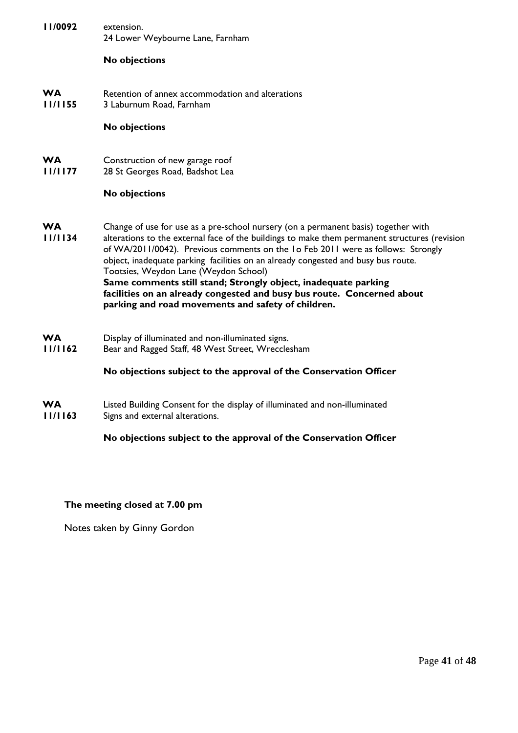**11/0092** extension.
24 Lower Weybourne Lane, Farnham

**No objections**

**WA 11/1155** Retention of annex accommodation and alterations
3 Laburnum Road, Farnham

**No objections**

**WA 11/1177** Construction of new garage roof
28 St Georges Road, Badshot Lea

**No objections**

**WA 11/1134** Change of use for use as a pre-school nursery (on a permanent basis) together with alterations to the external face of the buildings to make them permanent structures (revision of WA/2011/0042). Previous comments on the 1o Feb 2011 were as follows: Strongly object, inadequate parking facilities on an already congested and busy bus route.
Tootsies, Weydon Lane (Weydon School)
**Same comments still stand; Strongly object, inadequate parking facilities on an already congested and busy bus route. Concerned about parking and road movements and safety of children.**

**WA 11/1162** Display of illuminated and non-illuminated signs.
Bear and Ragged Staff, 48 West Street, Wrecclesham

**No objections subject to the approval of the Conservation Officer**

**WA 11/1163** Listed Building Consent for the display of illuminated and non-illuminated Signs and external alterations.

**No objections subject to the approval of the Conservation Officer**

**The meeting closed at 7.00 pm**

Notes taken by Ginny Gordon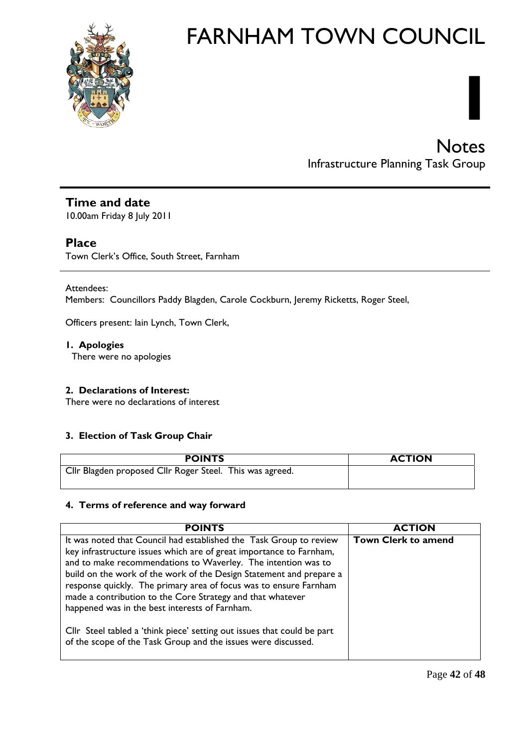# FARNHAM TOWN COUNCIL

**I**

## Notes
Infrastructure Planning Task Group

---

### Time and date
10.00am Friday 8 July 2011

### Place
Town Clerk's Office, South Street, Farnham

---

Attendees:
Members: Councillors Paddy Blagden, Carole Cockburn, Jeremy Ricketts, Roger Steel,

Officers present: Iain Lynch, Town Clerk,

**1. Apologies**
There were no apologies

**2. Declarations of Interest:**
There were no declarations of interest

**3. Election of Task Group Chair**

| POINTS | ACTION |
|---|---|
| Cllr Blagden proposed Cllr Roger Steel. This was agreed. | |

**4. Terms of reference and way forward**

| POINTS | ACTION |
|---|---|
| It was noted that Council had established the Task Group to review key infrastructure issues which are of great importance to Farnham, and to make recommendations to Waverley. The intention was to build on the work of the work of the Design Statement and prepare a response quickly. The primary area of focus was to ensure Farnham made a contribution to the Core Strategy and that whatever happened was in the best interests of Farnham.<br><br>Cllr Steel tabled a 'think piece' setting out issues that could be part of the scope of the Task Group and the issues were discussed. | **Town Clerk to amend** |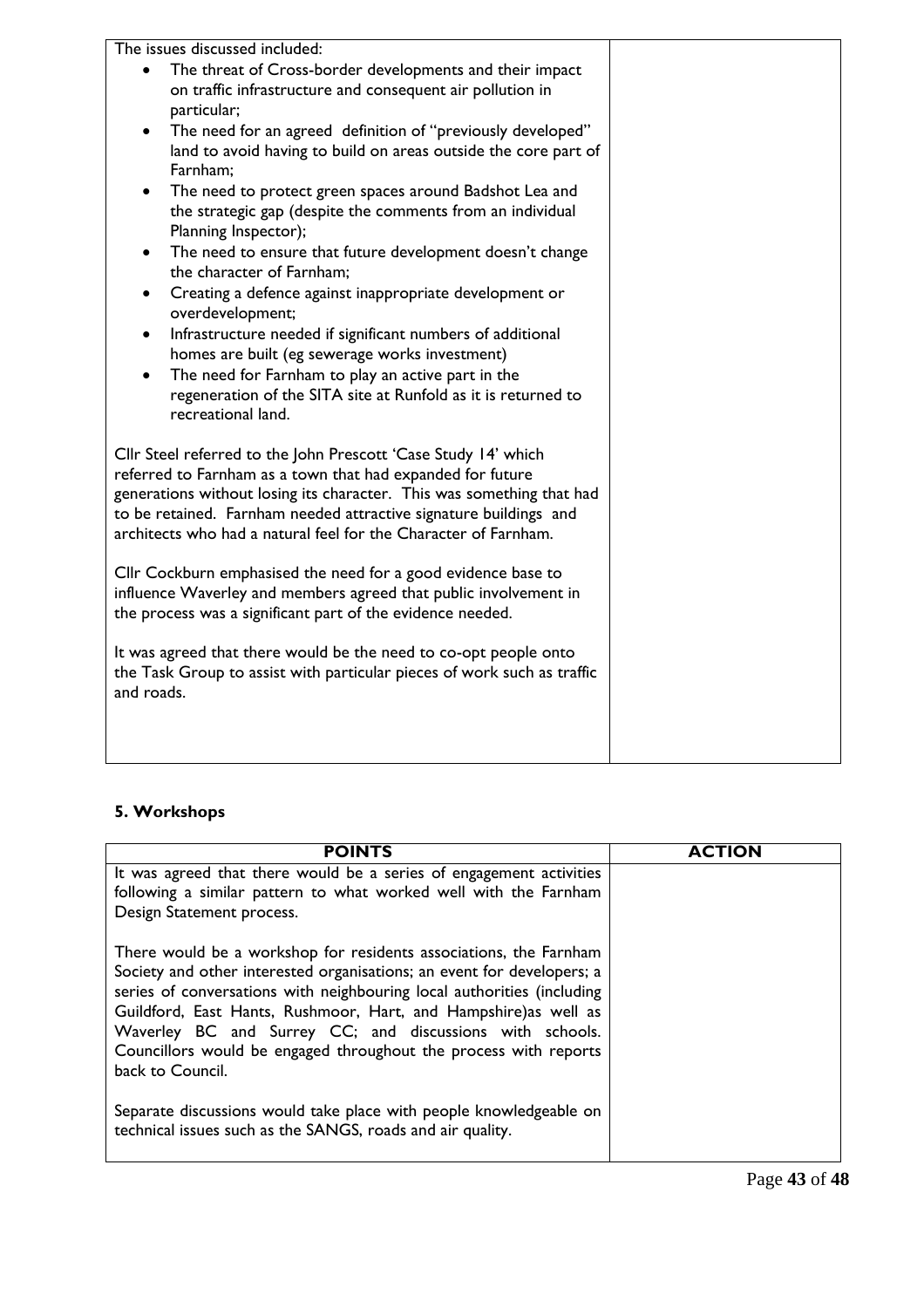| | |
|---|---|
| The issues discussed included:<br>• The threat of Cross-border developments and their impact on traffic infrastructure and consequent air pollution in particular;<br>• The need for an agreed definition of "previously developed" land to avoid having to build on areas outside the core part of Farnham;<br>• The need to protect green spaces around Badshot Lea and the strategic gap (despite the comments from an individual Planning Inspector);<br>• The need to ensure that future development doesn't change the character of Farnham;<br>• Creating a defence against inappropriate development or overdevelopment;<br>• Infrastructure needed if significant numbers of additional homes are built (eg sewerage works investment)<br>• The need for Farnham to play an active part in the regeneration of the SITA site at Runfold as it is returned to recreational land.<br><br>Cllr Steel referred to the John Prescott 'Case Study 14' which referred to Farnham as a town that had expanded for future generations without losing its character. This was something that had to be retained. Farnham needed attractive signature buildings and architects who had a natural feel for the Character of Farnham.<br><br>Cllr Cockburn emphasised the need for a good evidence base to influence Waverley and members agreed that public involvement in the process was a significant part of the evidence needed.<br><br>It was agreed that there would be the need to co-opt people onto the Task Group to assist with particular pieces of work such as traffic and roads. | |

**5. Workshops**

| POINTS | ACTION |
|---|---|
| It was agreed that there would be a series of engagement activities following a similar pattern to what worked well with the Farnham Design Statement process.<br><br>There would be a workshop for residents associations, the Farnham Society and other interested organisations; an event for developers; a series of conversations with neighbouring local authorities (including Guildford, East Hants, Rushmoor, Hart, and Hampshire)as well as Waverley BC and Surrey CC; and discussions with schools. Councillors would be engaged throughout the process with reports back to Council.<br><br>Separate discussions would take place with people knowledgeable on technical issues such as the SANGS, roads and air quality. | |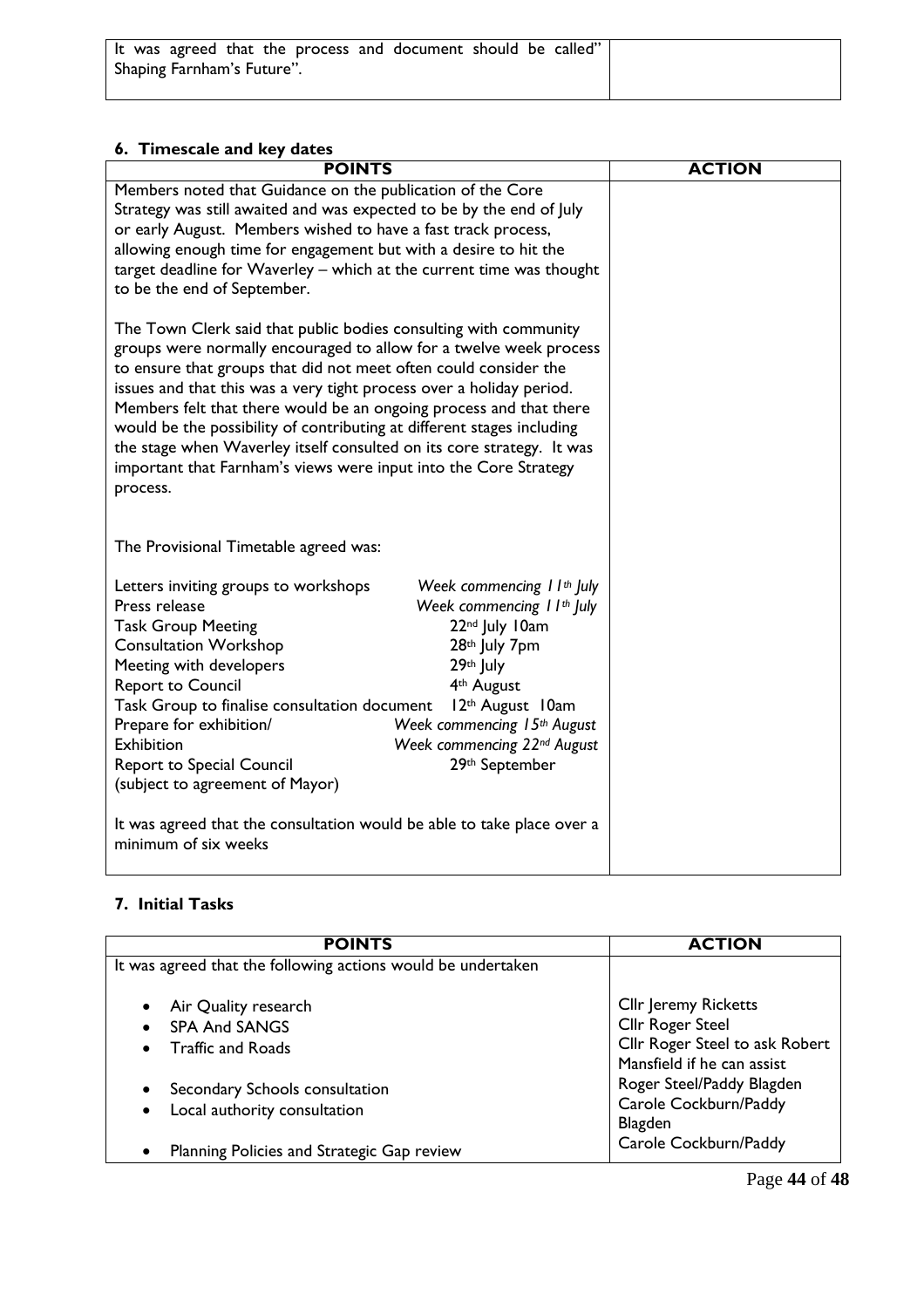| | |
|---|---|
| It was agreed that the process and document should be called" Shaping Farnham's Future". | |

## 6. Timescale and key dates

| POINTS | ACTION |
|---|---|
| Members noted that Guidance on the publication of the Core Strategy was still awaited and was expected to be by the end of July or early August. Members wished to have a fast track process, allowing enough time for engagement but with a desire to hit the target deadline for Waverley – which at the current time was thought to be the end of September.<br><br>The Town Clerk said that public bodies consulting with community groups were normally encouraged to allow for a twelve week process to ensure that groups that did not meet often could consider the issues and that this was a very tight process over a holiday period. Members felt that there would be an ongoing process and that there would be the possibility of contributing at different stages including the stage when Waverley itself consulted on its core strategy. It was important that Farnham's views were input into the Core Strategy process.<br><br>The Provisional Timetable agreed was:<br><br>Letters inviting groups to workshops — *Week commencing 11th July*<br>Press release — *Week commencing 11th July*<br>Task Group Meeting — 22nd July 10am<br>Consultation Workshop — 28th July 7pm<br>Meeting with developers — 29th July<br>Report to Council — 4th August<br>Task Group to finalise consultation document — 12th August 10am<br>Prepare for exhibition/ — *Week commencing 15th August*<br>Exhibition — *Week commencing 22nd August*<br>Report to Special Council (subject to agreement of Mayor) — 29th September<br><br>It was agreed that the consultation would be able to take place over a minimum of six weeks | |

## 7. Initial Tasks

| POINTS | ACTION |
|---|---|
| It was agreed that the following actions would be undertaken | |
| • Air Quality research | Cllr Jeremy Ricketts |
| • SPA And SANGS | Cllr Roger Steel |
| • Traffic and Roads | Cllr Roger Steel to ask Robert Mansfield if he can assist |
| • Secondary Schools consultation | Roger Steel/Paddy Blagden |
| • Local authority consultation | Carole Cockburn/Paddy Blagden |
| • Planning Policies and Strategic Gap review | Carole Cockburn/Paddy |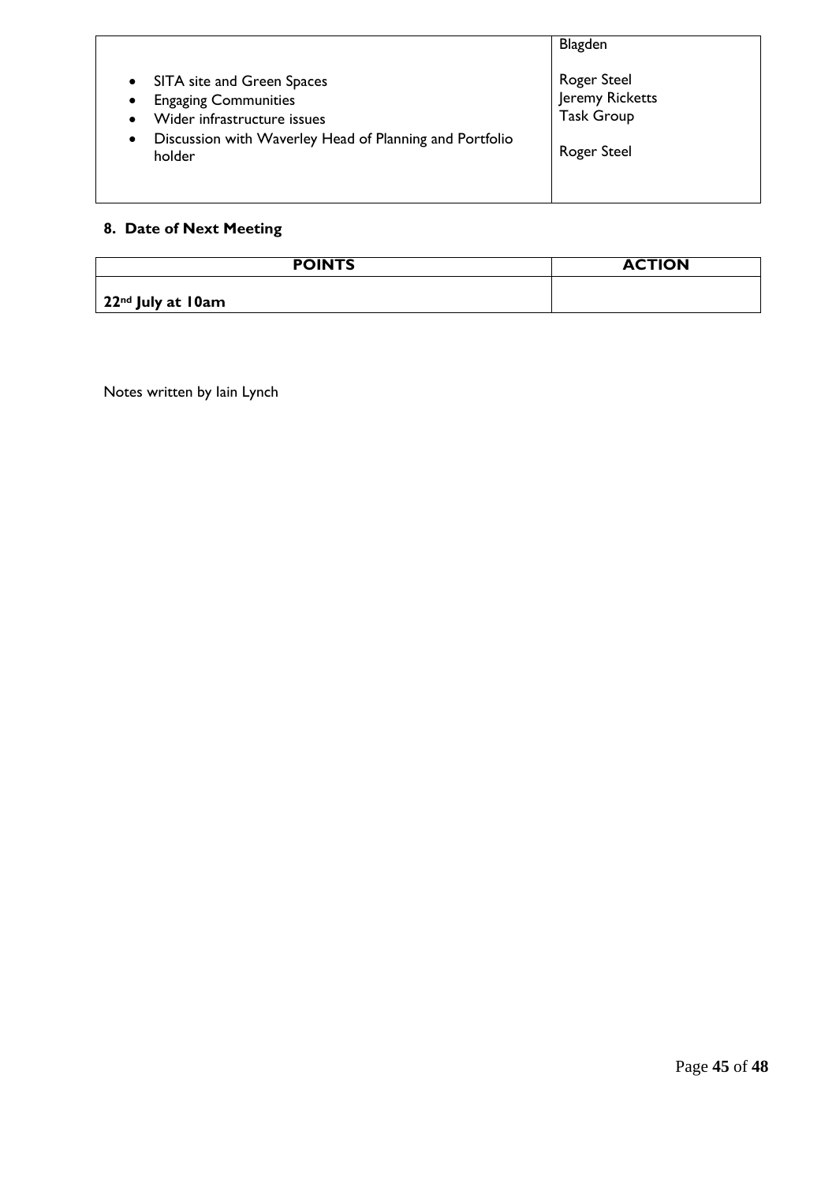| | |
|---|---|
| | Blagden |
| • SITA site and Green Spaces<br>• Engaging Communities<br>• Wider infrastructure issues<br>• Discussion with Waverley Head of Planning and Portfolio holder | Roger Steel<br>Jeremy Ricketts<br>Task Group<br><br>Roger Steel |

## 8. Date of Next Meeting

| POINTS | ACTION |
|---|---|
| **22nd July at 10am** | |

Notes written by Iain Lynch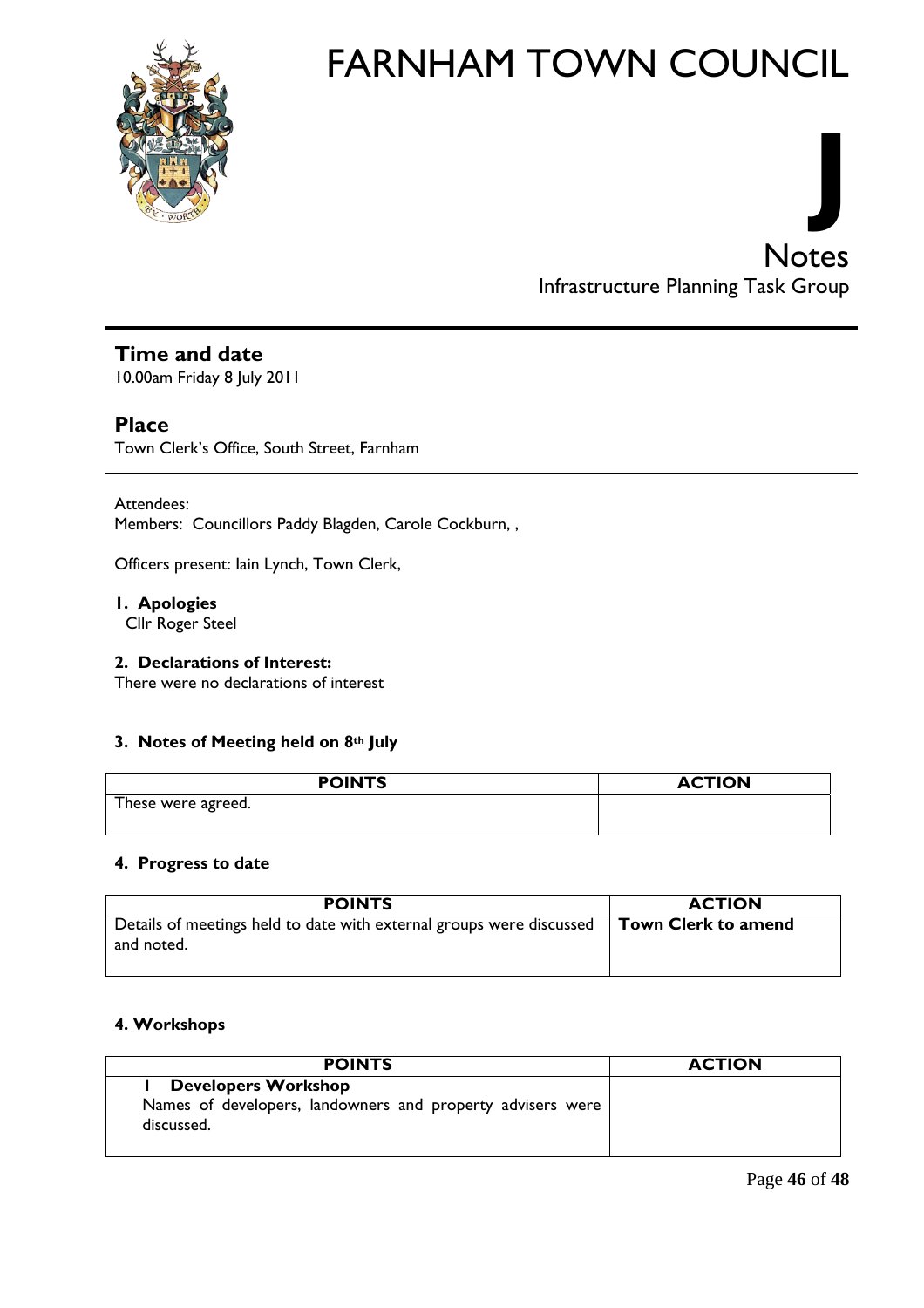# FARNHAM TOWN COUNCIL

**J**

## Notes

Infrastructure Planning Task Group

---

### Time and date

10.00am Friday 8 July 2011

### Place

Town Clerk's Office, South Street, Farnham

---

Attendees:
Members: Councillors Paddy Blagden, Carole Cockburn, ,

Officers present: Iain Lynch, Town Clerk,

**1. Apologies**
Cllr Roger Steel

**2. Declarations of Interest:**
There were no declarations of interest

**3. Notes of Meeting held on 8th July**

| POINTS | ACTION |
|---|---|
| These were agreed. | |

**4. Progress to date**

| POINTS | ACTION |
|---|---|
| Details of meetings held to date with external groups were discussed and noted. | **Town Clerk to amend** |

**4. Workshops**

| POINTS | ACTION |
|---|---|
| **1 Developers Workshop**<br>Names of developers, landowners and property advisers were discussed. | |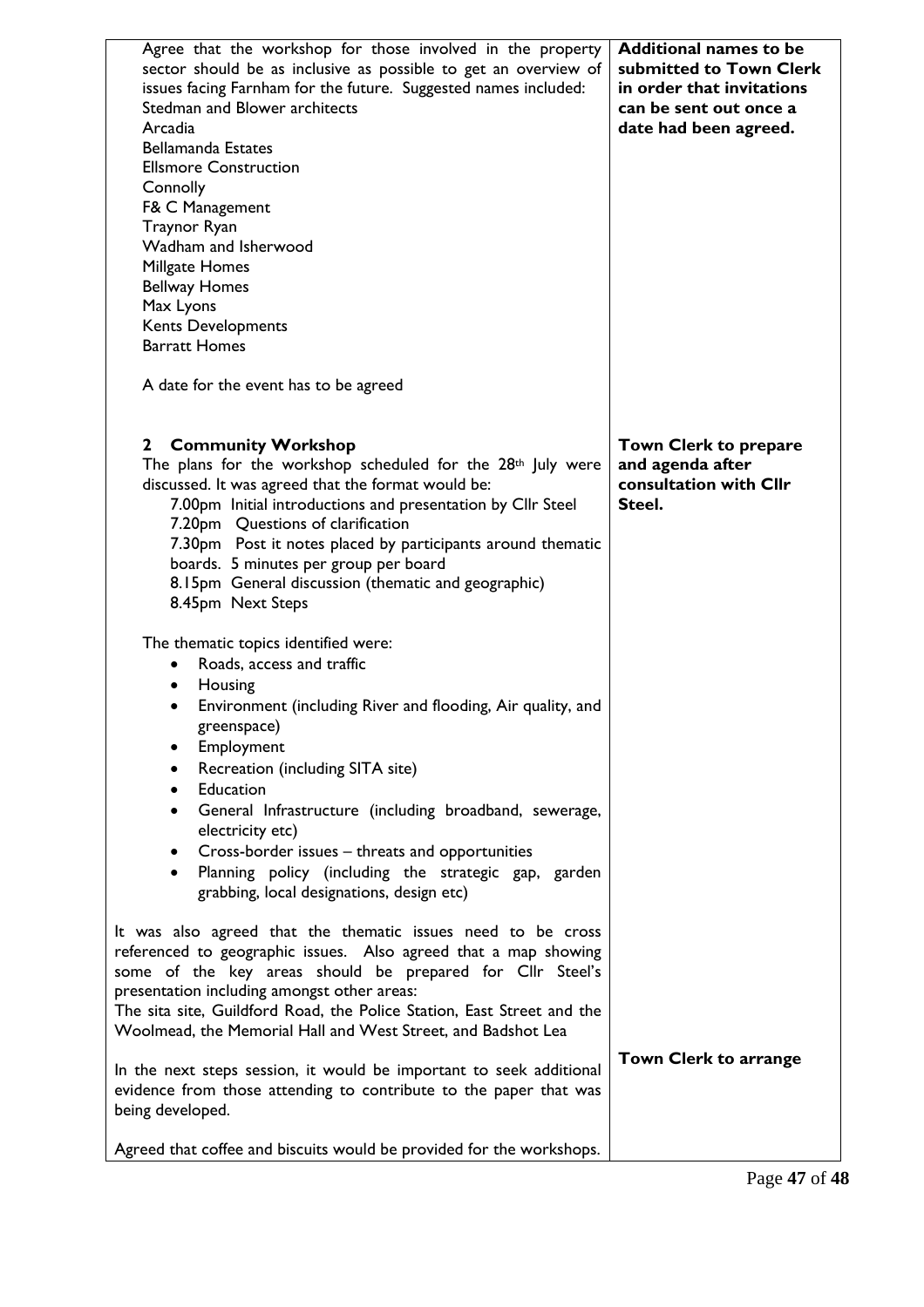| | |
|---|---|
| Agree that the workshop for those involved in the property sector should be as inclusive as possible to get an overview of issues facing Farnham for the future. Suggested names included:<br>Stedman and Blower architects<br>Arcadia<br>Bellamanda Estates<br>Ellsmore Construction<br>Connolly<br>F& C Management<br>Traynor Ryan<br>Wadham and Isherwood<br>Millgate Homes<br>Bellway Homes<br>Max Lyons<br>Kents Developments<br>Barratt Homes<br><br>A date for the event has to be agreed | **Additional names to be submitted to Town Clerk in order that invitations can be sent out once a date had been agreed.** |
| **2 Community Workshop**<br>The plans for the workshop scheduled for the 28th July were discussed. It was agreed that the format would be:<br>7.00pm Initial introductions and presentation by Cllr Steel<br>7.20pm Questions of clarification<br>7.30pm Post it notes placed by participants around thematic boards. 5 minutes per group per board<br>8.15pm General discussion (thematic and geographic)<br>8.45pm Next Steps<br><br>The thematic topics identified were:<br>• Roads, access and traffic<br>• Housing<br>• Environment (including River and flooding, Air quality, and greenspace)<br>• Employment<br>• Recreation (including SITA site)<br>• Education<br>• General Infrastructure (including broadband, sewerage, electricity etc)<br>• Cross-border issues – threats and opportunities<br>• Planning policy (including the strategic gap, garden grabbing, local designations, design etc)<br><br>It was also agreed that the thematic issues need to be cross referenced to geographic issues. Also agreed that a map showing some of the key areas should be prepared for Cllr Steel's presentation including amongst other areas:<br>The sita site, Guildford Road, the Police Station, East Street and the Woolmead, the Memorial Hall and West Street, and Badshot Lea<br><br>In the next steps session, it would be important to seek additional evidence from those attending to contribute to the paper that was being developed.<br><br>Agreed that coffee and biscuits would be provided for the workshops. | **Town Clerk to prepare and agenda after consultation with Cllr Steel.**<br><br>**Town Clerk to arrange** |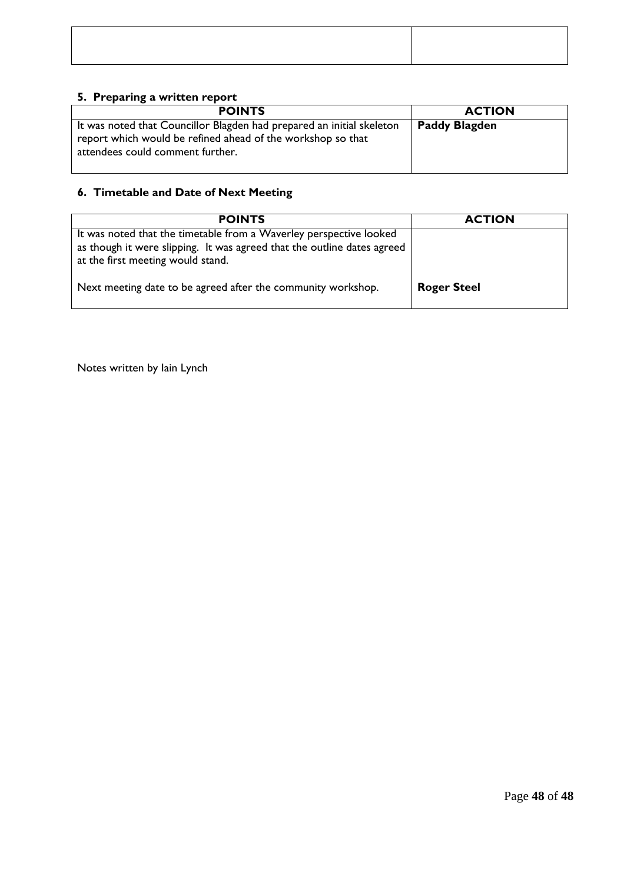| | |
|---|---|
| | |

### 5. Preparing a written report

| POINTS | ACTION |
|---|---|
| It was noted that Councillor Blagden had prepared an initial skeleton report which would be refined ahead of the workshop so that attendees could comment further. | **Paddy Blagden** |

### 6. Timetable and Date of Next Meeting

| POINTS | ACTION |
|---|---|
| It was noted that the timetable from a Waverley perspective looked as though it were slipping. It was agreed that the outline dates agreed at the first meeting would stand. | |
| Next meeting date to be agreed after the community workshop. | **Roger Steel** |

Notes written by Iain Lynch